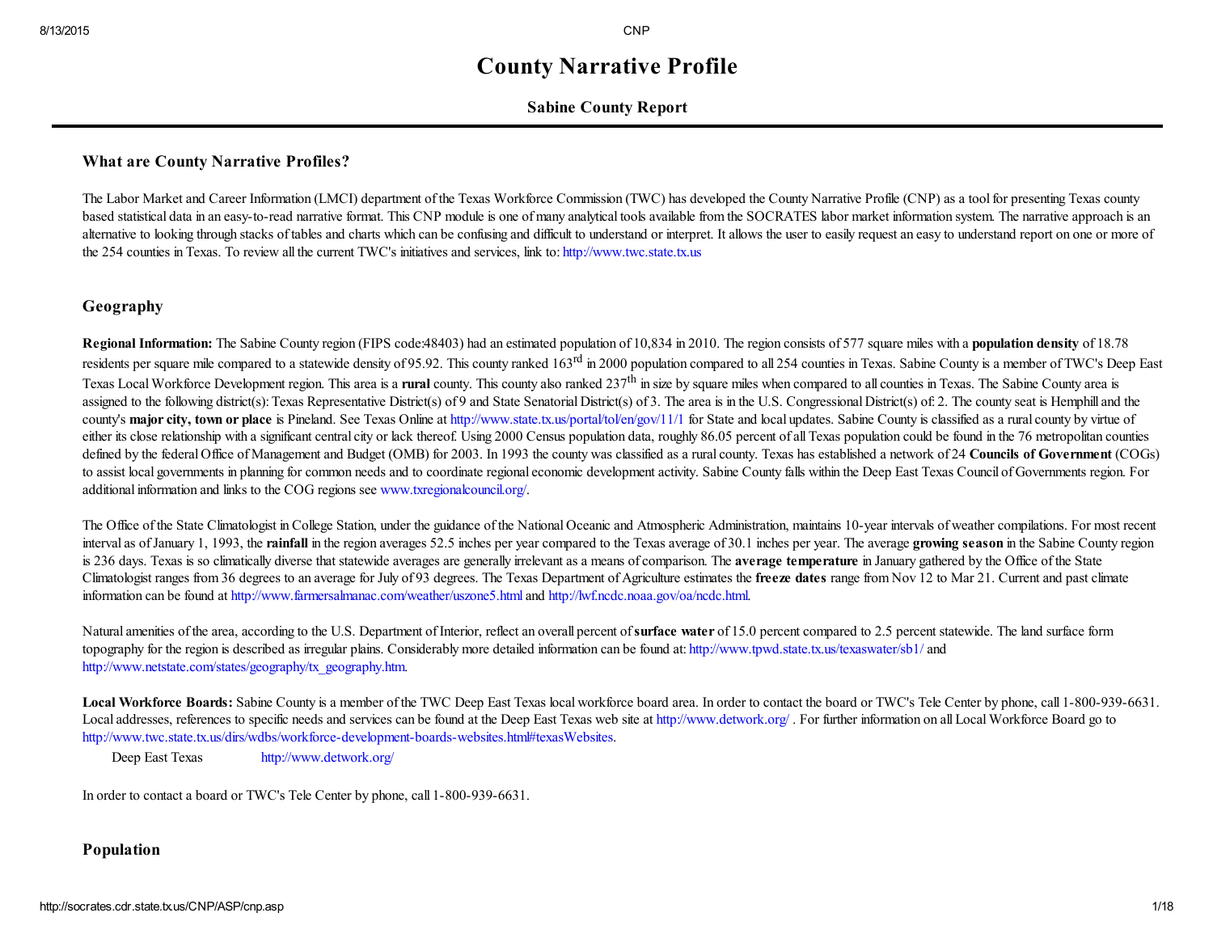# County Narrative Profile

## Sabine County Report

### What are County Narrative Profiles?

The Labor Market and Career Information (LMCI) department of the Texas Workforce Commission (TWC) has developed the County Narrative Profile (CNP) as a tool for presenting Texas county based statistical data in an easy-to-read narrative format. This CNP module is one of many analytical tools available from the SOCRATES labor market information system. The narrative approach is an alternative to looking through stacks of tables and charts which can be confusing and difficult to understand or interpret. It allows the user to easily request an easy to understand report on one or more of the 254 counties in Texas. To review all the current TWC's initiatives and services, link to: http://www.twc.state.tx.us

### Geography

**Regional Information:** The Sabine County region (FIPS code:48403) had an estimated population of 10,834 in 2010. The region consists of 577 square miles with a **population density** of 18.78 residents per square mile compared to a statewide density of 95.92. This county ranked 163rd in 2000 population compared to all 254 counties in Texas. Sabine County is a member of TWC's Deep East Texas Local Workforce Development region. This area is a **rural** county. This county also ranked 237th in size by square miles when compared to all counties in Texas. The Sabine County area is assigned to the following district(s): Texas Representative District(s) of 9 and State Senatorial District(s) of 3. The area is in the U.S. Congressional District(s) of: 2. The county seat is Hemphill and the county's **major city, town or place** is Pineland. See Texas Online at http://www.state.tx.us/portal/tol/en/gov/11/1 for State and local updates. Sabine County is classified as a rural county by virtue of either its close relationship with a significant central city or lack thereof. Using 2000 Census population data, roughly 86.05 percent of all Texas population could be found in the 76 metropolitan counties defined by the federal Office of Management and Budget (OMB) for 2003. In 1993 the county was classified as a rural county. Texas has established a network of 24 **Councils of Government** (COGs) to assist local governments in planning for common needs and to coordinate regional economic development activity. Sabine County falls within the Deep East Texas Council of Governments region. For additional information and links to the COG regions see www.txregionalcouncil.org/.

The Office of the State Climatologist in College Station, under the guidance of the National Oceanic and Atmospheric Administration, maintains 10-year intervals of weather compilations. For most recent interval as of January 1, 1993, the **rainfall** in the region averages 52.5 inches per year compared to the Texas average of 30.1 inches per year. The average **growing season** in the Sabine County region is 236 days. Texas is so climatically diverse that statewide averages are generally irrelevant as a means of comparison. The **average temperature** in January gathered by the Office of the State Climatologist ranges from 36 degrees to an average for July of 93 degrees. The Texas Department of Agriculture estimates the **freeze dates** range from Nov 12 to Mar 21. Current and past climate information can be found at http://www.farmersalmanac.com/weather/uszone5.html and http://lwf.ncdc.noaa.gov/oa/ncdc.html.

Natural amenities of the area, according to the U.S. Department of Interior, reflect an overall percent of **surface water** of 15.0 percent compared to 2.5 percent statewide. The land surface form topography for the region is described as irregular plains. Considerably more detailed information can be found at: http://www.tpwd.state.tx.us/texaswater/sb1/ and http://www.netstate.com/states/geography/tx_geography.htm.

**Local Workforce Boards:** Sabine County is a member of the TWC Deep East Texas local workforce board area. In order to contact the board or TWC's Tele Center by phone, call 1-800-939-6631. Local addresses, references to specific needs and services can be found at the Deep East Texas web site at http://www.detwork.org/ . For further information on all Local Workforce Board go to http://www.twc.state.tx.us/dirs/wdbs/workforce-development-boards-websites.html#texasWebsites.

Deep East Texas http://www.detwork.org/

In order to contact a board or TWC's Tele Center by phone, call 1-800-939-6631.

### Population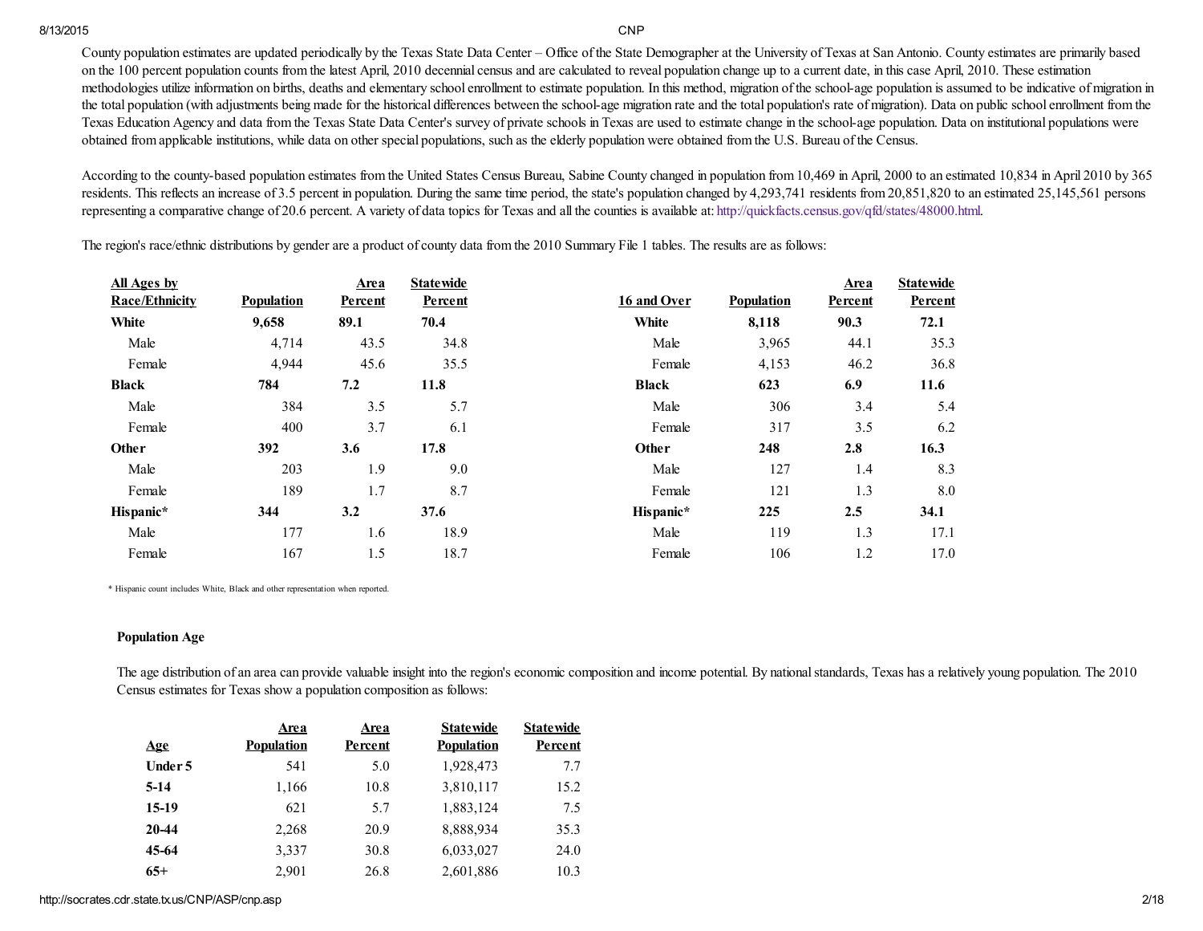County population estimates are updated periodically by the Texas State Data Center – Office of the State Demographer at the University of Texas at San Antonio. County estimates are primarily based on the 100 percent population counts from the latest April, 2010 decennial census and are calculated to reveal population change up to a current date, in this case April, 2010. These estimation methodologies utilize information on births, deaths and elementary school enrollment to estimate population. In this method, migration of the school-age population is assumed to be indicative of migration in the total population (with adjustments being made for the historical differences between the school-age migration rate and the total population's rate of migration). Data on public school enrollment from the Texas Education Agency and data from the Texas State Data Center's survey of private schools in Texas are used to estimate change in the school-age population. Data on institutional populations were obtained from applicable institutions, while data on other special populations, such as the elderly population were obtained from the U.S. Bureau of the Census.

According to the county-based population estimates from the United States Census Bureau, Sabine County changed in population from 10,469 in April, 2000 to an estimated 10,834 in April 2010 by 365 residents. This reflects an increase of 3.5 percent in population. During the same time period, the state's population changed by 4,293,741 residents from 20,851,820 to an estimated 25,145,561 persons representing a comparative change of 20.6 percent. A variety of data topics for Texas and all the counties is available at: http://quickfacts.census.gov/qfd/states/48000.html.

The region's race/ethnic distributions by gender are a product of county data from the 2010 Summary File 1 tables. The results are as follows:

| All Ages by Race/Ethnicity | Population | Area Percent | Statewide Percent |
|---|---|---|---|
| **White** | **9,658** | **89.1** | **70.4** |
| Male | 4,714 | 43.5 | 34.8 |
| Female | 4,944 | 45.6 | 35.5 |
| **Black** | **784** | **7.2** | **11.8** |
| Male | 384 | 3.5 | 5.7 |
| Female | 400 | 3.7 | 6.1 |
| **Other** | **392** | **3.6** | **17.8** |
| Male | 203 | 1.9 | 9.0 |
| Female | 189 | 1.7 | 8.7 |
| **Hispanic*** | **344** | **3.2** | **37.6** |
| Male | 177 | 1.6 | 18.9 |
| Female | 167 | 1.5 | 18.7 |

| 16 and Over | Population | Area Percent | Statewide Percent |
|---|---|---|---|
| **White** | **8,118** | **90.3** | **72.1** |
| Male | 3,965 | 44.1 | 35.3 |
| Female | 4,153 | 46.2 | 36.8 |
| **Black** | **623** | **6.9** | **11.6** |
| Male | 306 | 3.4 | 5.4 |
| Female | 317 | 3.5 | 6.2 |
| **Other** | **248** | **2.8** | **16.3** |
| Male | 127 | 1.4 | 8.3 |
| Female | 121 | 1.3 | 8.0 |
| **Hispanic*** | **225** | **2.5** | **34.1** |
| Male | 119 | 1.3 | 17.1 |
| Female | 106 | 1.2 | 17.0 |

* Hispanic count includes White, Black and other representation when reported.

### Population Age

The age distribution of an area can provide valuable insight into the region's economic composition and income potential. By national standards, Texas has a relatively young population. The 2010 Census estimates for Texas show a population composition as follows:

| Age | Area Population | Area Percent | Statewide Population | Statewide Percent |
|---|---|---|---|---|
| **Under 5** | 541 | 5.0 | 1,928,473 | 7.7 |
| **5-14** | 1,166 | 10.8 | 3,810,117 | 15.2 |
| **15-19** | 621 | 5.7 | 1,883,124 | 7.5 |
| **20-44** | 2,268 | 20.9 | 8,888,934 | 35.3 |
| **45-64** | 3,337 | 30.8 | 6,033,027 | 24.0 |
| **65+** | 2,901 | 26.8 | 2,601,886 | 10.3 |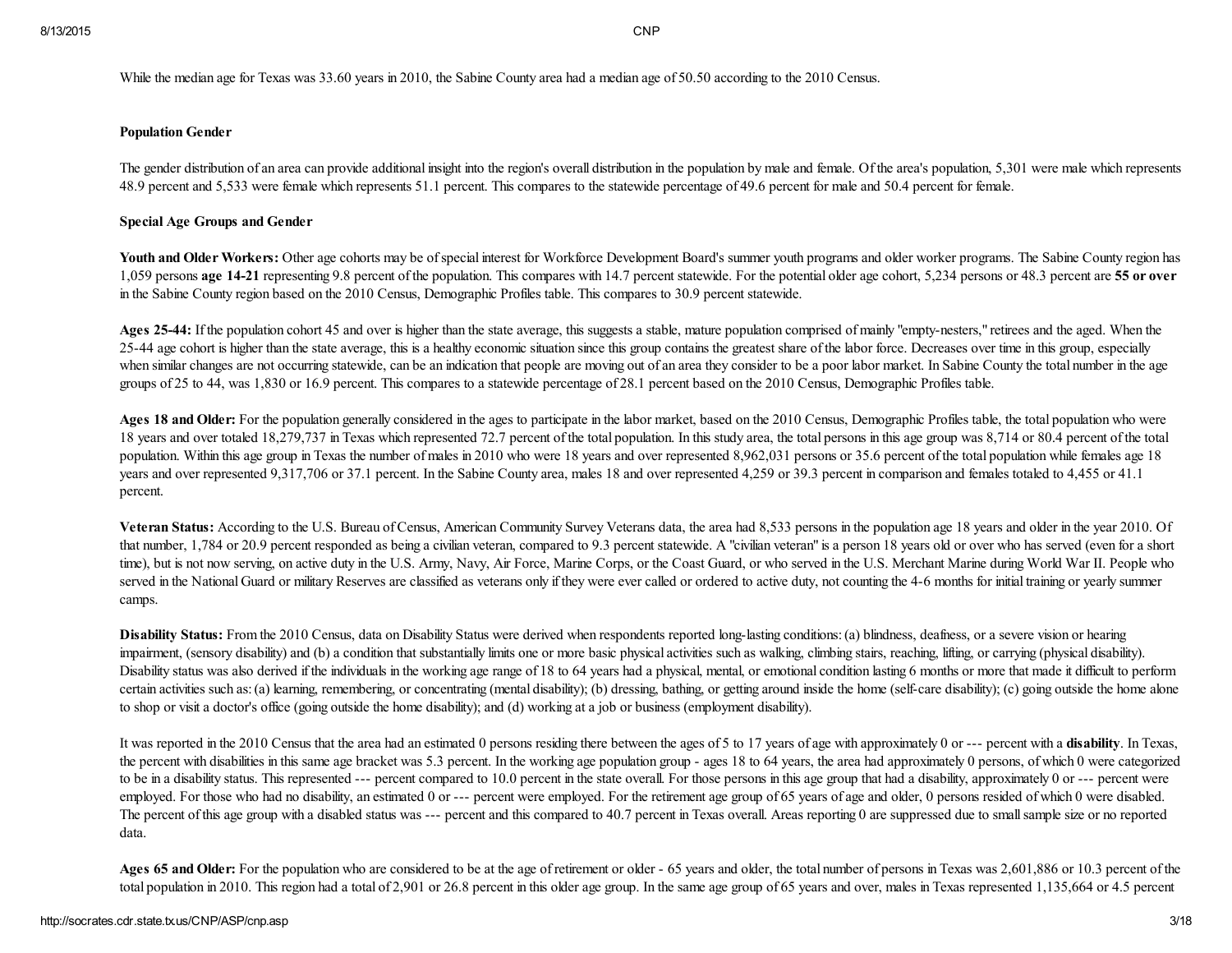While the median age for Texas was 33.60 years in 2010, the Sabine County area had a median age of 50.50 according to the 2010 Census.

#### Population Gender

The gender distribution of an area can provide additional insight into the region's overall distribution in the population by male and female. Of the area's population, 5,301 were male which represents 48.9 percent and 5,533 were female which represents 51.1 percent. This compares to the statewide percentage of 49.6 percent for male and 50.4 percent for female.

#### Special Age Groups and Gender

**Youth and Older Workers:** Other age cohorts may be of special interest for Workforce Development Board's summer youth programs and older worker programs. The Sabine County region has 1,059 persons **age 14-21** representing 9.8 percent of the population. This compares with 14.7 percent statewide. For the potential older age cohort, 5,234 persons or 48.3 percent are **55 or over** in the Sabine County region based on the 2010 Census, Demographic Profiles table. This compares to 30.9 percent statewide.

**Ages 25-44:** If the population cohort 45 and over is higher than the state average, this suggests a stable, mature population comprised of mainly "empty-nesters," retirees and the aged. When the 25-44 age cohort is higher than the state average, this is a healthy economic situation since this group contains the greatest share of the labor force. Decreases over time in this group, especially when similar changes are not occurring statewide, can be an indication that people are moving out of an area they consider to be a poor labor market. In Sabine County the total number in the age groups of 25 to 44, was 1,830 or 16.9 percent. This compares to a statewide percentage of 28.1 percent based on the 2010 Census, Demographic Profiles table.

**Ages 18 and Older:** For the population generally considered in the ages to participate in the labor market, based on the 2010 Census, Demographic Profiles table, the total population who were 18 years and over totaled 18,279,737 in Texas which represented 72.7 percent of the total population. In this study area, the total persons in this age group was 8,714 or 80.4 percent of the total population. Within this age group in Texas the number of males in 2010 who were 18 years and over represented 8,962,031 persons or 35.6 percent of the total population while females age 18 years and over represented 9,317,706 or 37.1 percent. In the Sabine County area, males 18 and over represented 4,259 or 39.3 percent in comparison and females totaled to 4,455 or 41.1 percent.

**Veteran Status:** According to the U.S. Bureau of Census, American Community Survey Veterans data, the area had 8,533 persons in the population age 18 years and older in the year 2010. Of that number, 1,784 or 20.9 percent responded as being a civilian veteran, compared to 9.3 percent statewide. A "civilian veteran" is a person 18 years old or over who has served (even for a short time), but is not now serving, on active duty in the U.S. Army, Navy, Air Force, Marine Corps, or the Coast Guard, or who served in the U.S. Merchant Marine during World War II. People who served in the National Guard or military Reserves are classified as veterans only if they were ever called or ordered to active duty, not counting the 4-6 months for initial training or yearly summer camps.

**Disability Status:** From the 2010 Census, data on Disability Status were derived when respondents reported long-lasting conditions: (a) blindness, deafness, or a severe vision or hearing impairment, (sensory disability) and (b) a condition that substantially limits one or more basic physical activities such as walking, climbing stairs, reaching, lifting, or carrying (physical disability). Disability status was also derived if the individuals in the working age range of 18 to 64 years had a physical, mental, or emotional condition lasting 6 months or more that made it difficult to perform certain activities such as: (a) learning, remembering, or concentrating (mental disability); (b) dressing, bathing, or getting around inside the home (self-care disability); (c) going outside the home alone to shop or visit a doctor's office (going outside the home disability); and (d) working at a job or business (employment disability).

It was reported in the 2010 Census that the area had an estimated 0 persons residing there between the ages of 5 to 17 years of age with approximately 0 or --- percent with a **disability**. In Texas, the percent with disabilities in this same age bracket was 5.3 percent. In the working age population group - ages 18 to 64 years, the area had approximately 0 persons, of which 0 were categorized to be in a disability status. This represented --- percent compared to 10.0 percent in the state overall. For those persons in this age group that had a disability, approximately 0 or --- percent were employed. For those who had no disability, an estimated 0 or --- percent were employed. For the retirement age group of 65 years of age and older, 0 persons resided of which 0 were disabled. The percent of this age group with a disabled status was --- percent and this compared to 40.7 percent in Texas overall. Areas reporting 0 are suppressed due to small sample size or no reported data.

**Ages 65 and Older:** For the population who are considered to be at the age of retirement or older - 65 years and older, the total number of persons in Texas was 2,601,886 or 10.3 percent of the total population in 2010. This region had a total of 2,901 or 26.8 percent in this older age group. In the same age group of 65 years and over, males in Texas represented 1,135,664 or 4.5 percent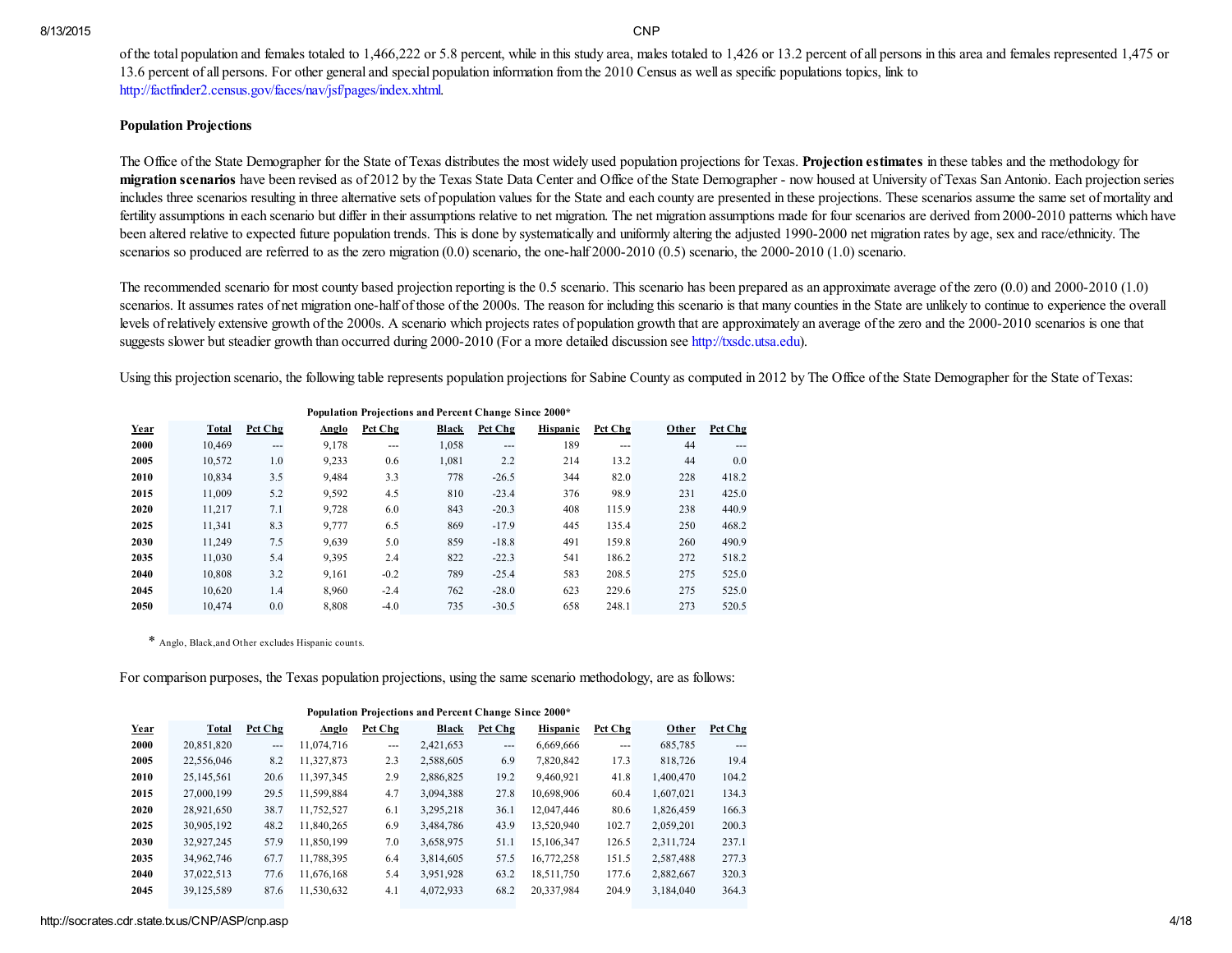of the total population and females totaled to 1,466,222 or 5.8 percent, while in this study area, males totaled to 1,426 or 13.2 percent of all persons in this area and females represented 1,475 or 13.6 percent of all persons. For other general and special population information from the 2010 Census as well as specific populations topics, link to http://factfinder2.census.gov/faces/nav/jsf/pages/index.xhtml.

### Population Projections

The Office of the State Demographer for the State of Texas distributes the most widely used population projections for Texas. **Projection estimates** in these tables and the methodology for **migration scenarios** have been revised as of 2012 by the Texas State Data Center and Office of the State Demographer - now housed at University of Texas San Antonio. Each projection series includes three scenarios resulting in three alternative sets of population values for the State and each county are presented in these projections. These scenarios assume the same set of mortality and fertility assumptions in each scenario but differ in their assumptions relative to net migration. The net migration assumptions made for four scenarios are derived from 2000-2010 patterns which have been altered relative to expected future population trends. This is done by systematically and uniformly altering the adjusted 1990-2000 net migration rates by age, sex and race/ethnicity. The scenarios so produced are referred to as the zero migration (0.0) scenario, the one-half 2000-2010 (0.5) scenario, the 2000-2010 (1.0) scenario.

The recommended scenario for most county based projection reporting is the 0.5 scenario. This scenario has been prepared as an approximate average of the zero (0.0) and 2000-2010 (1.0) scenarios. It assumes rates of net migration one-half of those of the 2000s. The reason for including this scenario is that many counties in the State are unlikely to continue to experience the overall levels of relatively extensive growth of the 2000s. A scenario which projects rates of population growth that are approximately an average of the zero and the 2000-2010 scenarios is one that suggests slower but steadier growth than occurred during 2000-2010 (For a more detailed discussion see http://txsdc.utsa.edu).

Using this projection scenario, the following table represents population projections for Sabine County as computed in 2012 by The Office of the State Demographer for the State of Texas:

**Population Projections and Percent Change Since 2000***

| Year | Total | Pct Chg | Anglo | Pct Chg | Black | Pct Chg | Hispanic | Pct Chg | Other | Pct Chg |
|---|---|---|---|---|---|---|---|---|---|---|
| 2000 | 10,469 | --- | 9,178 | --- | 1,058 | --- | 189 | --- | 44 | --- |
| 2005 | 10,572 | 1.0 | 9,233 | 0.6 | 1,081 | 2.2 | 214 | 13.2 | 44 | 0.0 |
| 2010 | 10,834 | 3.5 | 9,484 | 3.3 | 778 | -26.5 | 344 | 82.0 | 228 | 418.2 |
| 2015 | 11,009 | 5.2 | 9,592 | 4.5 | 810 | -23.4 | 376 | 98.9 | 231 | 425.0 |
| 2020 | 11,217 | 7.1 | 9,728 | 6.0 | 843 | -20.3 | 408 | 115.9 | 238 | 440.9 |
| 2025 | 11,341 | 8.3 | 9,777 | 6.5 | 869 | -17.9 | 445 | 135.4 | 250 | 468.2 |
| 2030 | 11,249 | 7.5 | 9,639 | 5.0 | 859 | -18.8 | 491 | 159.8 | 260 | 490.9 |
| 2035 | 11,030 | 5.4 | 9,395 | 2.4 | 822 | -22.3 | 541 | 186.2 | 272 | 518.2 |
| 2040 | 10,808 | 3.2 | 9,161 | -0.2 | 789 | -25.4 | 583 | 208.5 | 275 | 525.0 |
| 2045 | 10,620 | 1.4 | 8,960 | -2.4 | 762 | -28.0 | 623 | 229.6 | 275 | 525.0 |
| 2050 | 10,474 | 0.0 | 8,808 | -4.0 | 735 | -30.5 | 658 | 248.1 | 273 | 520.5 |

\* Anglo, Black,and Other excludes Hispanic counts.

For comparison purposes, the Texas population projections, using the same scenario methodology, are as follows:

**Population Projections and Percent Change Since 2000***

| Year | Total | Pct Chg | Anglo | Pct Chg | Black | Pct Chg | Hispanic | Pct Chg | Other | Pct Chg |
|---|---|---|---|---|---|---|---|---|---|---|
| 2000 | 20,851,820 | --- | 11,074,716 | --- | 2,421,653 | --- | 6,669,666 | --- | 685,785 | --- |
| 2005 | 22,556,046 | 8.2 | 11,327,873 | 2.3 | 2,588,605 | 6.9 | 7,820,842 | 17.3 | 818,726 | 19.4 |
| 2010 | 25,145,561 | 20.6 | 11,397,345 | 2.9 | 2,886,825 | 19.2 | 9,460,921 | 41.8 | 1,400,470 | 104.2 |
| 2015 | 27,000,199 | 29.5 | 11,599,884 | 4.7 | 3,094,388 | 27.8 | 10,698,906 | 60.4 | 1,607,021 | 134.3 |
| 2020 | 28,921,650 | 38.7 | 11,752,527 | 6.1 | 3,295,218 | 36.1 | 12,047,446 | 80.6 | 1,826,459 | 166.3 |
| 2025 | 30,905,192 | 48.2 | 11,840,265 | 6.9 | 3,484,786 | 43.9 | 13,520,940 | 102.7 | 2,059,201 | 200.3 |
| 2030 | 32,927,245 | 57.9 | 11,850,199 | 7.0 | 3,658,975 | 51.1 | 15,106,347 | 126.5 | 2,311,724 | 237.1 |
| 2035 | 34,962,746 | 67.7 | 11,788,395 | 6.4 | 3,814,605 | 57.5 | 16,772,258 | 151.5 | 2,587,488 | 277.3 |
| 2040 | 37,022,513 | 77.6 | 11,676,168 | 5.4 | 3,951,928 | 63.2 | 18,511,750 | 177.6 | 2,882,667 | 320.3 |
| 2045 | 39,125,589 | 87.6 | 11,530,632 | 4.1 | 4,072,933 | 68.2 | 20,337,984 | 204.9 | 3,184,040 | 364.3 |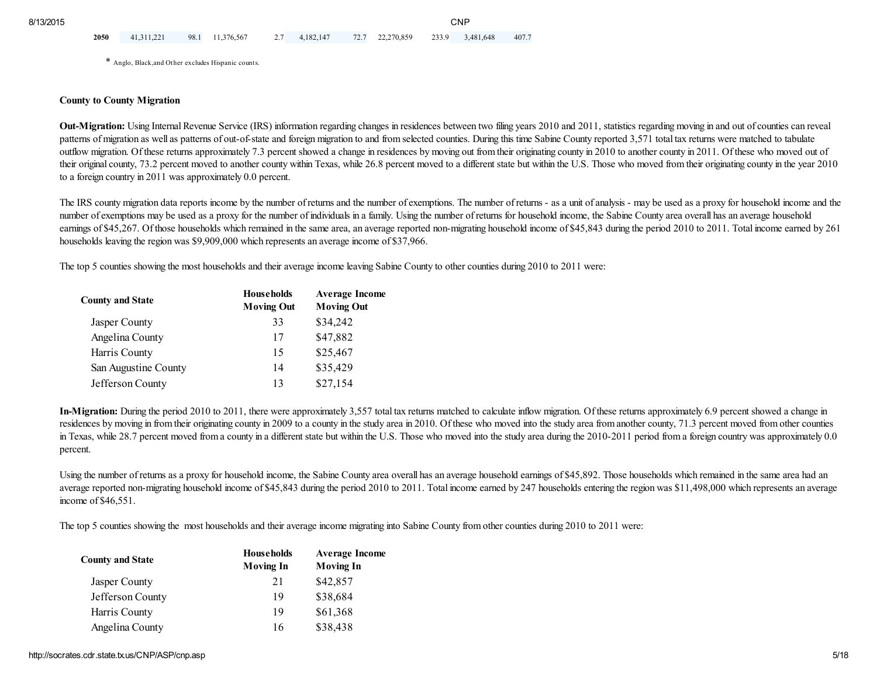| 2050 | 41,311,221 | 98.1 | 11,376,567 | 2.7 | 4,182,147 | 72.7 | 22,270,859 | 233.9 | 3,481,648 | 407.7 |
|---|---|---|---|---|---|---|---|---|---|---|

\* Anglo, Black,and Other excludes Hispanic counts.

**County to County Migration**

**Out-Migration:** Using Internal Revenue Service (IRS) information regarding changes in residences between two filing years 2010 and 2011, statistics regarding moving in and out of counties can reveal patterns of migration as well as patterns of out-of-state and foreign migration to and from selected counties. During this time Sabine County reported 3,571 total tax returns were matched to tabulate outflow migration. Of these returns approximately 7.3 percent showed a change in residences by moving out from their originating county in 2010 to another county in 2011. Of these who moved out of their original county, 73.2 percent moved to another county within Texas, while 26.8 percent moved to a different state but within the U.S. Those who moved from their originating county in the year 2010 to a foreign country in 2011 was approximately 0.0 percent.

The IRS county migration data reports income by the number of returns and the number of exemptions. The number of returns - as a unit of analysis - may be used as a proxy for household income and the number of exemptions may be used as a proxy for the number of individuals in a family. Using the number of returns for household income, the Sabine County area overall has an average household earnings of $45,267. Of those households which remained in the same area, an average reported non-migrating household income of $45,843 during the period 2010 to 2011. Total income earned by 261 households leaving the region was $9,909,000 which represents an average income of $37,966.

The top 5 counties showing the most households and their average income leaving Sabine County to other counties during 2010 to 2011 were:

| County and State | Households Moving Out | Average Income Moving Out |
|---|---|---|
| Jasper County | 33 | $34,242 |
| Angelina County | 17 | $47,882 |
| Harris County | 15 | $25,467 |
| San Augustine County | 14 | $35,429 |
| Jefferson County | 13 | $27,154 |

**In-Migration:** During the period 2010 to 2011, there were approximately 3,557 total tax returns matched to calculate inflow migration. Of these returns approximately 6.9 percent showed a change in residences by moving in from their originating county in 2009 to a county in the study area in 2010. Of these who moved into the study area from another county, 71.3 percent moved from other counties in Texas, while 28.7 percent moved from a county in a different state but within the U.S. Those who moved into the study area during the 2010-2011 period from a foreign country was approximately 0.0 percent.

Using the number of returns as a proxy for household income, the Sabine County area overall has an average household earnings of $45,892. Those households which remained in the same area had an average reported non-migrating household income of $45,843 during the period 2010 to 2011. Total income earned by 247 households entering the region was $11,498,000 which represents an average income of $46,551.

The top 5 counties showing the most households and their average income migrating into Sabine County from other counties during 2010 to 2011 were:

| County and State | Households Moving In | Average Income Moving In |
|---|---|---|
| Jasper County | 21 | $42,857 |
| Jefferson County | 19 | $38,684 |
| Harris County | 19 | $61,368 |
| Angelina County | 16 | $38,438 |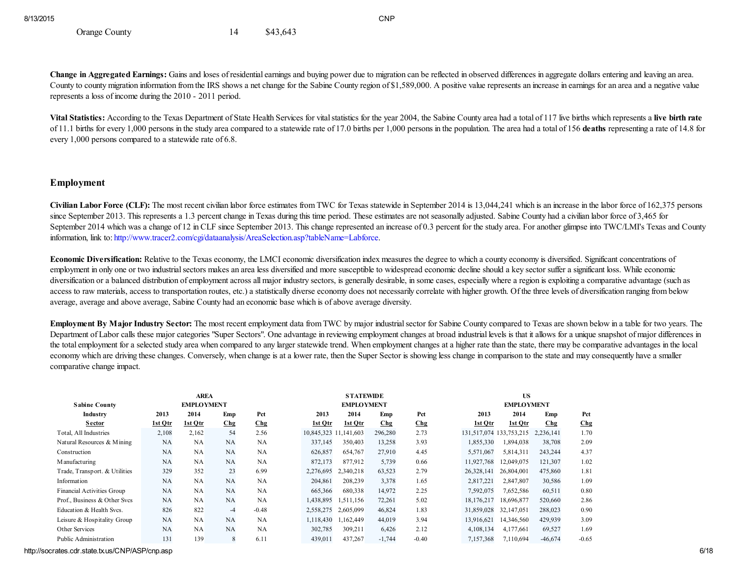| Orange County | 14 | $43,643 |
|---|---|---|

**Change in Aggregated Earnings:** Gains and loses of residential earnings and buying power due to migration can be reflected in observed differences in aggregate dollars entering and leaving an area. County to county migration information from the IRS shows a net change for the Sabine County region of $1,589,000. A positive value represents an increase in earnings for an area and a negative value represents a loss of income during the 2010 - 2011 period.

**Vital Statistics:** According to the Texas Department of State Health Services for vital statistics for the year 2004, the Sabine County area had a total of 117 live births which represents a **live birth rate** of 11.1 births for every 1,000 persons in the study area compared to a statewide rate of 17.0 births per 1,000 persons in the population. The area had a total of 156 **deaths** representing a rate of 14.8 for every 1,000 persons compared to a statewide rate of 6.8.

## Employment

**Civilian Labor Force (CLF):** The most recent civilian labor force estimates from TWC for Texas statewide in September 2014 is 13,044,241 which is an increase in the labor force of 162,375 persons since September 2013. This represents a 1.3 percent change in Texas during this time period. These estimates are not seasonally adjusted. Sabine County had a civilian labor force of 3,465 for September 2014 which was a change of 12 in CLF since September 2013. This change represented an increase of 0.3 percent for the study area. For another glimpse into TWC/LMI's Texas and County information, link to: http://www.tracer2.com/cgi/dataanalysis/AreaSelection.asp?tableName=Labforce.

**Economic Diversification:** Relative to the Texas economy, the LMCI economic diversification index measures the degree to which a county economy is diversified. Significant concentrations of employment in only one or two industrial sectors makes an area less diversified and more susceptible to widespread economic decline should a key sector suffer a significant loss. While economic diversification or a balanced distribution of employment across all major industry sectors, is generally desirable, in some cases, especially where a region is exploiting a comparative advantage (such as access to raw materials, access to transportation routes, etc.) a statistically diverse economy does not necessarily correlate with higher growth. Of the three levels of diversification ranging from below average, average and above average, Sabine County had an economic base which is of above average diversity.

**Employment By Major Industry Sector:** The most recent employment data from TWC by major industrial sector for Sabine County compared to Texas are shown below in a table for two years. The Department of Labor calls these major categories "Super Sectors". One advantage in reviewing employment changes at broad industrial levels is that it allows for a unique snapshot of major differences in the total employment for a selected study area when compared to any larger statewide trend. When employment changes at a higher rate than the state, there may be comparative advantages in the local economy which are driving these changes. Conversely, when change is at a lower rate, then the Super Sector is showing less change in comparison to the state and may consequently have a smaller comparative change impact.

| Sabine County | AREA EMPLOYMENT | | | | STATEWIDE EMPLOYMENT | | | | US EMPLOYMENT | | | |
|---|---|---|---|---|---|---|---|---|---|---|---|---|
| Industry Sector | 2013 1st Qtr | 2014 1st Qtr | Emp Chg | Pct Chg | 2013 1st Qtr | 2014 1st Qtr | Emp Chg | Pct Chg | 2013 1st Qtr | 2014 1st Qtr | Emp Chg | Pct Chg |
| Total, All Industries | 2,108 | 2,162 | 54 | 2.56 | 10,845,323 | 11,141,603 | 296,280 | 2.73 | 131,517,074 | 133,753,215 | 2,236,141 | 1.70 |
| Natural Resources & Mining | NA | NA | NA | NA | 337,145 | 350,403 | 13,258 | 3.93 | 1,855,330 | 1,894,038 | 38,708 | 2.09 |
| Construction | NA | NA | NA | NA | 626,857 | 654,767 | 27,910 | 4.45 | 5,571,067 | 5,814,311 | 243,244 | 4.37 |
| Manufacturing | NA | NA | NA | NA | 872,173 | 877,912 | 5,739 | 0.66 | 11,927,768 | 12,049,075 | 121,307 | 1.02 |
| Trade, Transport. & Utilities | 329 | 352 | 23 | 6.99 | 2,276,695 | 2,340,218 | 63,523 | 2.79 | 26,328,141 | 26,804,001 | 475,860 | 1.81 |
| Information | NA | NA | NA | NA | 204,861 | 208,239 | 3,378 | 1.65 | 2,817,221 | 2,847,807 | 30,586 | 1.09 |
| Financial Activities Group | NA | NA | NA | NA | 665,366 | 680,338 | 14,972 | 2.25 | 7,592,075 | 7,652,586 | 60,511 | 0.80 |
| Prof., Business & Other Svcs | NA | NA | NA | NA | 1,438,895 | 1,511,156 | 72,261 | 5.02 | 18,176,217 | 18,696,877 | 520,660 | 2.86 |
| Education & Health Svcs. | 826 | 822 | -4 | -0.48 | 2,558,275 | 2,605,099 | 46,824 | 1.83 | 31,859,028 | 32,147,051 | 288,023 | 0.90 |
| Leisure & Hospitality Group | NA | NA | NA | NA | 1,118,430 | 1,162,449 | 44,019 | 3.94 | 13,916,621 | 14,346,560 | 429,939 | 3.09 |
| Other Services | NA | NA | NA | NA | 302,785 | 309,211 | 6,426 | 2.12 | 4,108,134 | 4,177,661 | 69,527 | 1.69 |
| Public Administration | 131 | 139 | 8 | 6.11 | 439,011 | 437,267 | -1,744 | -0.40 | 7,157,368 | 7,110,694 | -46,674 | -0.65 |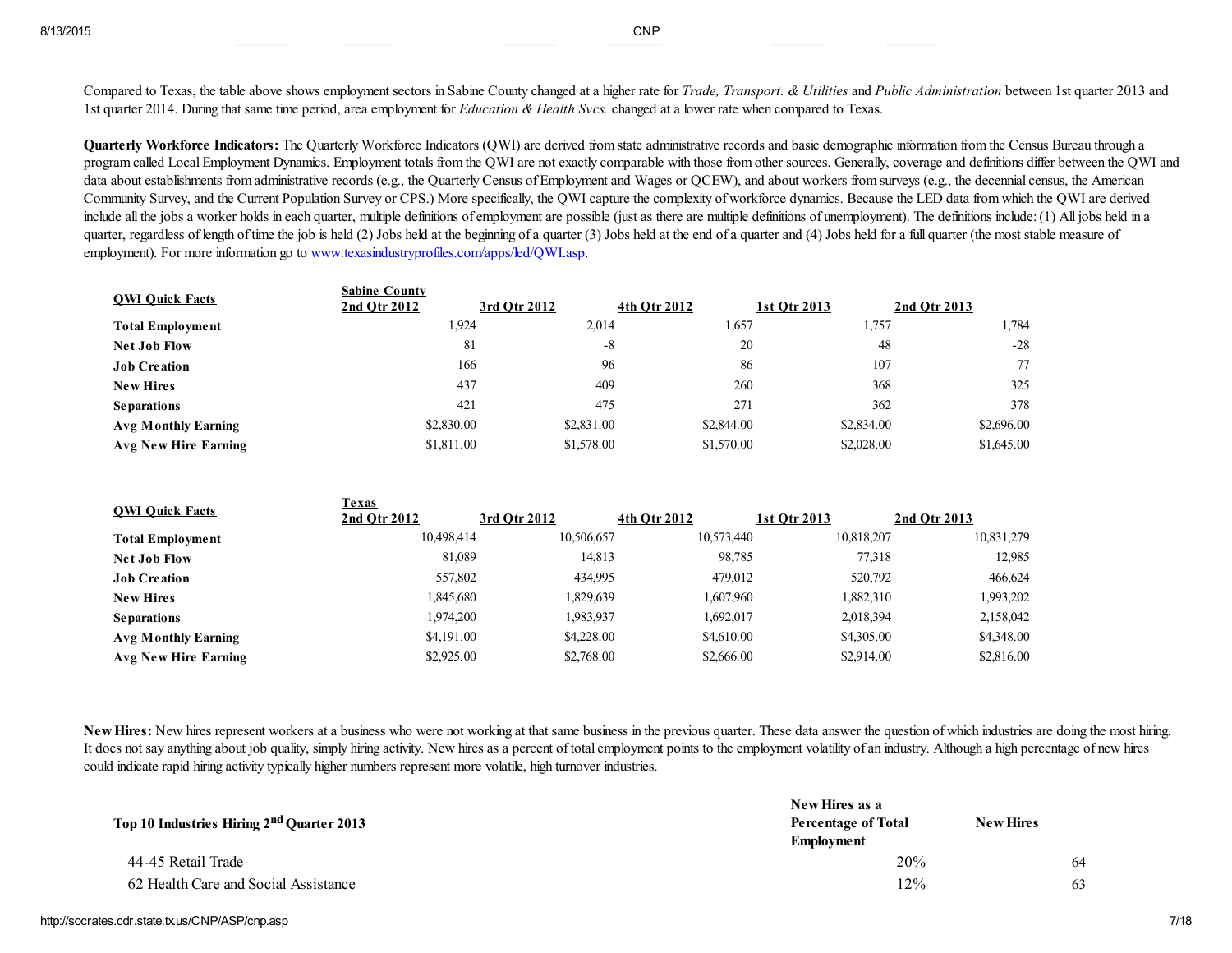Compared to Texas, the table above shows employment sectors in Sabine County changed at a higher rate for *Trade, Transport. & Utilities* and *Public Administration* between 1st quarter 2013 and 1st quarter 2014. During that same time period, area employment for *Education & Health Svcs.* changed at a lower rate when compared to Texas.

**Quarterly Workforce Indicators:** The Quarterly Workforce Indicators (QWI) are derived from state administrative records and basic demographic information from the Census Bureau through a program called Local Employment Dynamics. Employment totals from the QWI are not exactly comparable with those from other sources. Generally, coverage and definitions differ between the QWI and data about establishments from administrative records (e.g., the Quarterly Census of Employment and Wages or QCEW), and about workers from surveys (e.g., the decennial census, the American Community Survey, and the Current Population Survey or CPS.) More specifically, the QWI capture the complexity of workforce dynamics. Because the LED data from which the QWI are derived include all the jobs a worker holds in each quarter, multiple definitions of employment are possible (just as there are multiple definitions of unemployment). The definitions include: (1) All jobs held in a quarter, regardless of length of time the job is held (2) Jobs held at the beginning of a quarter (3) Jobs held at the end of a quarter and (4) Jobs held for a full quarter (the most stable measure of employment). For more information go to www.texasindustryprofiles.com/apps/led/QWI.asp.

| QWI Quick Facts | Sabine County 2nd Qtr 2012 | 3rd Qtr 2012 | 4th Qtr 2012 | 1st Qtr 2013 | 2nd Qtr 2013 |
|---|---|---|---|---|---|
| **Total Employment** | 1,924 | 2,014 | 1,657 | 1,757 | 1,784 |
| **Net Job Flow** | 81 | -8 | 20 | 48 | -28 |
| **Job Creation** | 166 | 96 | 86 | 107 | 77 |
| **New Hires** | 437 | 409 | 260 | 368 | 325 |
| **Separations** | 421 | 475 | 271 | 362 | 378 |
| **Avg Monthly Earning** | $2,830.00 | $2,831.00 | $2,844.00 | $2,834.00 | $2,696.00 |
| **Avg New Hire Earning** | $1,811.00 | $1,578.00 | $1,570.00 | $2,028.00 | $1,645.00 |

| QWI Quick Facts | Texas 2nd Qtr 2012 | 3rd Qtr 2012 | 4th Qtr 2012 | 1st Qtr 2013 | 2nd Qtr 2013 |
|---|---|---|---|---|---|
| **Total Employment** | 10,498,414 | 10,506,657 | 10,573,440 | 10,818,207 | 10,831,279 |
| **Net Job Flow** | 81,089 | 14,813 | 98,785 | 77,318 | 12,985 |
| **Job Creation** | 557,802 | 434,995 | 479,012 | 520,792 | 466,624 |
| **New Hires** | 1,845,680 | 1,829,639 | 1,607,960 | 1,882,310 | 1,993,202 |
| **Separations** | 1,974,200 | 1,983,937 | 1,692,017 | 2,018,394 | 2,158,042 |
| **Avg Monthly Earning** | $4,191.00 | $4,228.00 | $4,610.00 | $4,305.00 | $4,348.00 |
| **Avg New Hire Earning** | $2,925.00 | $2,768.00 | $2,666.00 | $2,914.00 | $2,816.00 |

**New Hires:** New hires represent workers at a business who were not working at that same business in the previous quarter. These data answer the question of which industries are doing the most hiring. It does not say anything about job quality, simply hiring activity. New hires as a percent of total employment points to the employment volatility of an industry. Although a high percentage of new hires could indicate rapid hiring activity typically higher numbers represent more volatile, high turnover industries.

| Top 10 Industries Hiring 2nd Quarter 2013 | New Hires as a Percentage of Total Employment | New Hires |
|---|---|---|
| 44-45 Retail Trade | 20% | 64 |
| 62 Health Care and Social Assistance | 12% | 63 |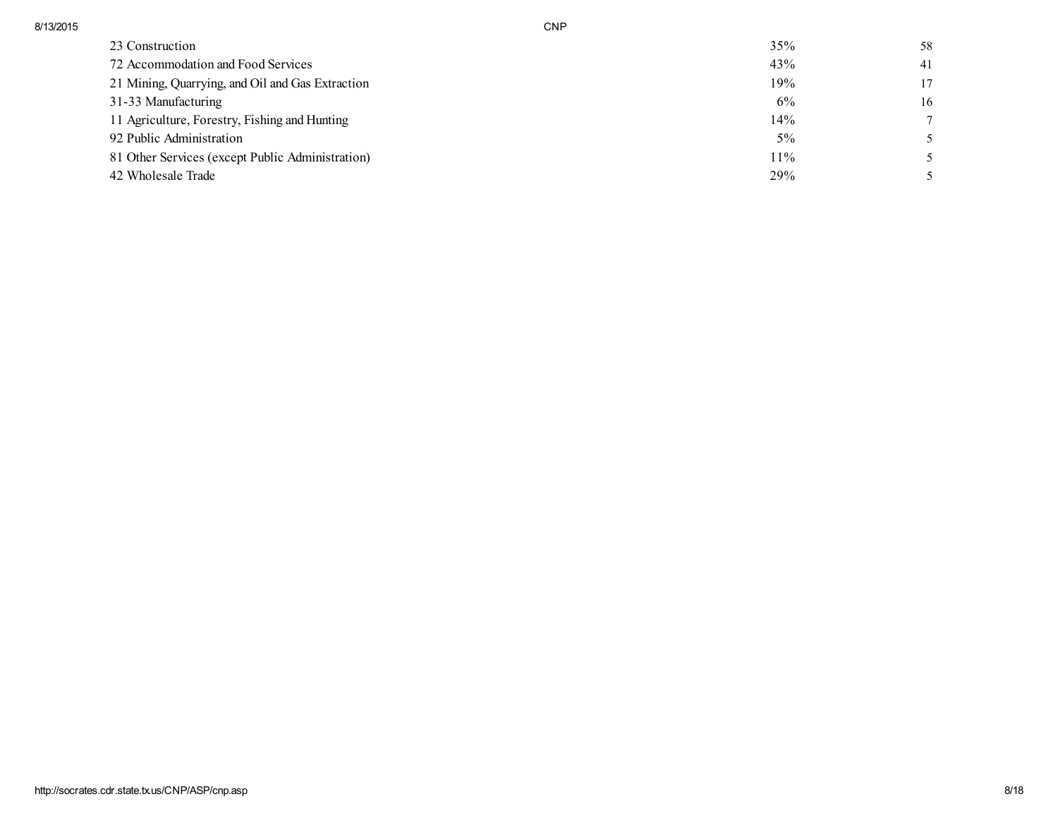| | | |
|---|---|---|
| 23 Construction | 35% | 58 |
| 72 Accommodation and Food Services | 43% | 41 |
| 21 Mining, Quarrying, and Oil and Gas Extraction | 19% | 17 |
| 31-33 Manufacturing | 6% | 16 |
| 11 Agriculture, Forestry, Fishing and Hunting | 14% | 7 |
| 92 Public Administration | 5% | 5 |
| 81 Other Services (except Public Administration) | 11% | 5 |
| 42 Wholesale Trade | 29% | 5 |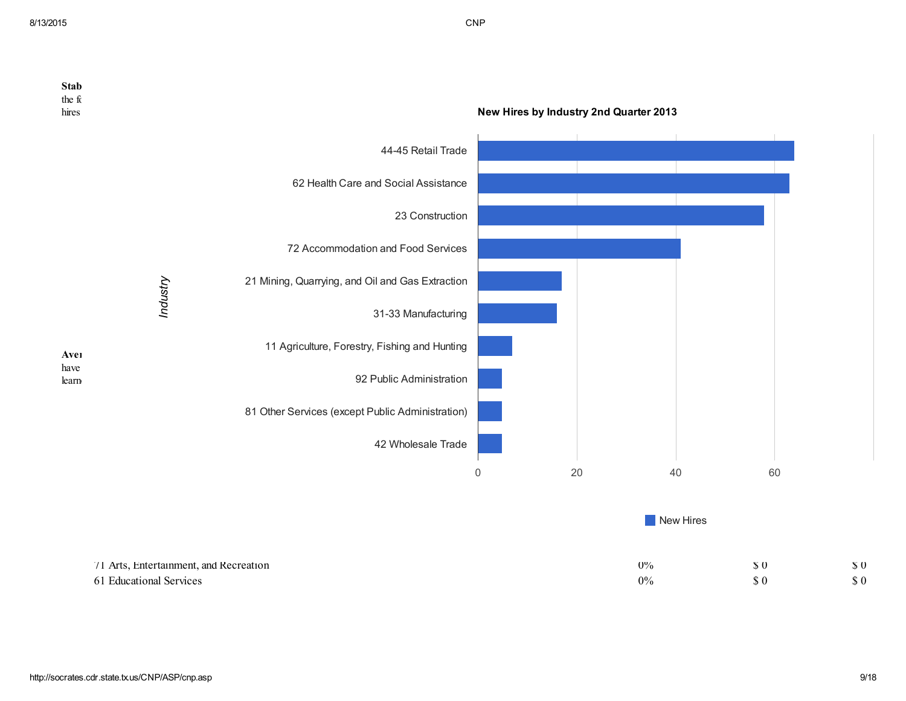**Stab**
the fo
hires

**New Hires by Industry 2nd Quarter 2013**

| Industry | New Hires |
| --- | --- |
| 44-45 Retail Trade | |
| 62 Health Care and Social Assistance | |
| 23 Construction | |
| 72 Accommodation and Food Services | |
| 21 Mining, Quarrying, and Oil and Gas Extraction | |
| 31-33 Manufacturing | |
| 11 Agriculture, Forestry, Fishing and Hunting | |
| 92 Public Administration | |
| 81 Other Services (except Public Administration) | |
| 42 Wholesale Trade | |

**Aver**
have
learn

| | | | |
| --- | --- | --- | --- |
| 71 Arts, Entertainment, and Recreation | 0% | $ 0 | $ 0 |
| 61 Educational Services | 0% | $ 0 | $ 0 |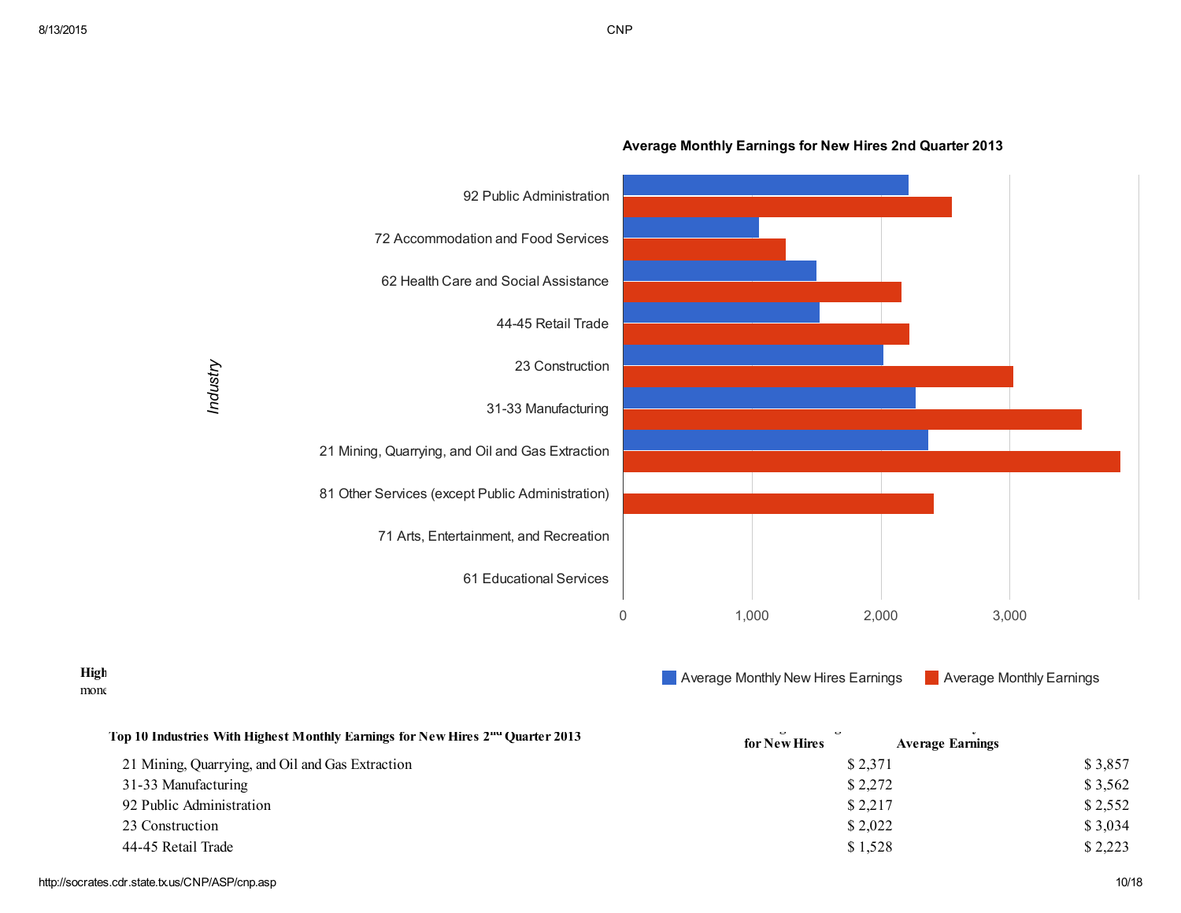**Average Monthly Earnings for New Hires 2nd Quarter 2013**

*Industry*

92 Public Administration

72 Accommodation and Food Services

62 Health Care and Social Assistance

44-45 Retail Trade

23 Construction

31-33 Manufacturing

21 Mining, Quarrying, and Oil and Gas Extraction

81 Other Services (except Public Administration)

71 Arts, Entertainment, and Recreation

61 Educational Services

0 | 1,000 | 2,000 | 3,000

Average Monthly New Hires Earnings | Average Monthly Earnings

**High**
mon

| Top 10 Industries With Highest Monthly Earnings for New Hires 2nd Quarter 2013 | for New Hires | Average Earnings |
|---|---|---|
| 21 Mining, Quarrying, and Oil and Gas Extraction | $ 2,371 | $ 3,857 |
| 31-33 Manufacturing | $ 2,272 | $ 3,562 |
| 92 Public Administration | $ 2,217 | $ 2,552 |
| 23 Construction | $ 2,022 | $ 3,034 |
| 44-45 Retail Trade | $ 1,528 | $ 2,223 |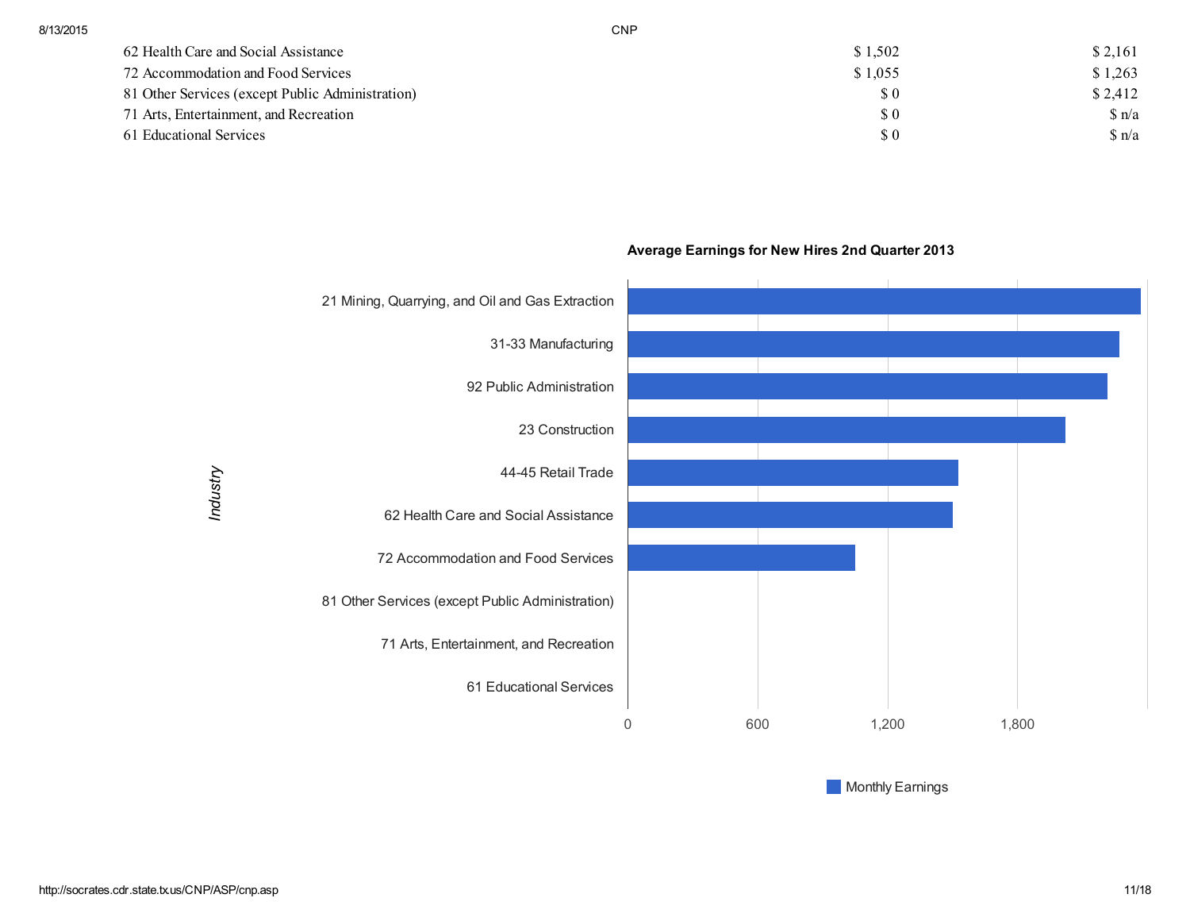| | | |
|---|---|---|
| 62 Health Care and Social Assistance | $ 1,502 | $ 2,161 |
| 72 Accommodation and Food Services | $ 1,055 | $ 1,263 |
| 81 Other Services (except Public Administration) | $ 0 | $ 2,412 |
| 71 Arts, Entertainment, and Recreation | $ 0 | $ n/a |
| 61 Educational Services | $ 0 | $ n/a |

**Average Earnings for New Hires 2nd Quarter 2013**

Industry

- 21 Mining, Quarrying, and Oil and Gas Extraction
- 31-33 Manufacturing
- 92 Public Administration
- 23 Construction
- 44-45 Retail Trade
- 62 Health Care and Social Assistance
- 72 Accommodation and Food Services
- 81 Other Services (except Public Administration)
- 71 Arts, Entertainment, and Recreation
- 61 Educational Services

0 | 600 | 1,200 | 1,800

Monthly Earnings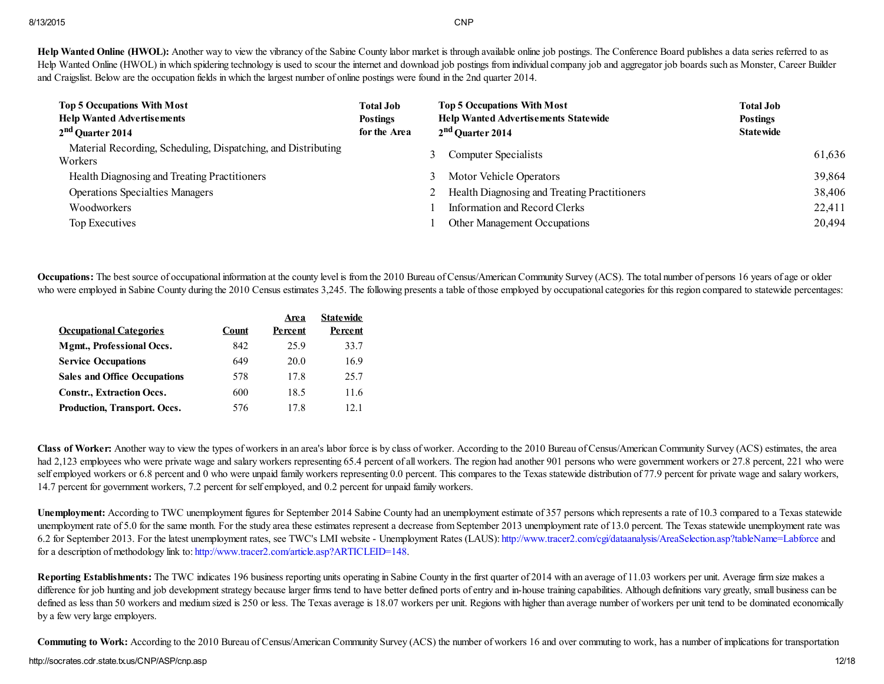**Help Wanted Online (HWOL):** Another way to view the vibrancy of the Sabine County labor market is through available online job postings. The Conference Board publishes a data series referred to as Help Wanted Online (HWOL) in which spidering technology is used to scour the internet and download job postings from individual company job and aggregator job boards such as Monster, Career Builder and Craigslist. Below are the occupation fields in which the largest number of online postings were found in the 2nd quarter 2014.

| Top 5 Occupations With Most Help Wanted Advertisements 2nd Quarter 2014 | Total Job Postings for the Area | Top 5 Occupations With Most Help Wanted Advertisements Statewide 2nd Quarter 2014 | Total Job Postings Statewide |
|---|---|---|---|
| Material Recording, Scheduling, Dispatching, and Distributing Workers | 3 | Computer Specialists | 61,636 |
| Health Diagnosing and Treating Practitioners | 3 | Motor Vehicle Operators | 39,864 |
| Operations Specialties Managers | 2 | Health Diagnosing and Treating Practitioners | 38,406 |
| Woodworkers | 1 | Information and Record Clerks | 22,411 |
| Top Executives | 1 | Other Management Occupations | 20,494 |

**Occupations:** The best source of occupational information at the county level is from the 2010 Bureau of Census/American Community Survey (ACS). The total number of persons 16 years of age or older who were employed in Sabine County during the 2010 Census estimates 3,245. The following presents a table of those employed by occupational categories for this region compared to statewide percentages:

| Occupational Categories | Count | Area Percent | Statewide Percent |
|---|---|---|---|
| **Mgmt., Professional Occs.** | 842 | 25.9 | 33.7 |
| **Service Occupations** | 649 | 20.0 | 16.9 |
| **Sales and Office Occupations** | 578 | 17.8 | 25.7 |
| **Constr., Extraction Occs.** | 600 | 18.5 | 11.6 |
| **Production, Transport. Occs.** | 576 | 17.8 | 12.1 |

**Class of Worker:** Another way to view the types of workers in an area's labor force is by class of worker. According to the 2010 Bureau of Census/American Community Survey (ACS) estimates, the area had 2,123 employees who were private wage and salary workers representing 65.4 percent of all workers. The region had another 901 persons who were government workers or 27.8 percent, 221 who were self employed workers or 6.8 percent and 0 who were unpaid family workers representing 0.0 percent. This compares to the Texas statewide distribution of 77.9 percent for private wage and salary workers, 14.7 percent for government workers, 7.2 percent for self employed, and 0.2 percent for unpaid family workers.

**Unemployment:** According to TWC unemployment figures for September 2014 Sabine County had an unemployment estimate of 357 persons which represents a rate of 10.3 compared to a Texas statewide unemployment rate of 5.0 for the same month. For the study area these estimates represent a decrease from September 2013 unemployment rate of 13.0 percent. The Texas statewide unemployment rate was 6.2 for September 2013. For the latest unemployment rates, see TWC's LMI website - Unemployment Rates (LAUS): http://www.tracer2.com/cgi/dataanalysis/AreaSelection.asp?tableName=Labforce and for a description of methodology link to: http://www.tracer2.com/article.asp?ARTICLEID=148.

**Reporting Establishments:** The TWC indicates 196 business reporting units operating in Sabine County in the first quarter of 2014 with an average of 11.03 workers per unit. Average firm size makes a difference for job hunting and job development strategy because larger firms tend to have better defined ports of entry and in-house training capabilities. Although definitions vary greatly, small business can be defined as less than 50 workers and medium sized is 250 or less. The Texas average is 18.07 workers per unit. Regions with higher than average number of workers per unit tend to be dominated economically by a few very large employers.

**Commuting to Work:** According to the 2010 Bureau of Census/American Community Survey (ACS) the number of workers 16 and over commuting to work, has a number of implications for transportation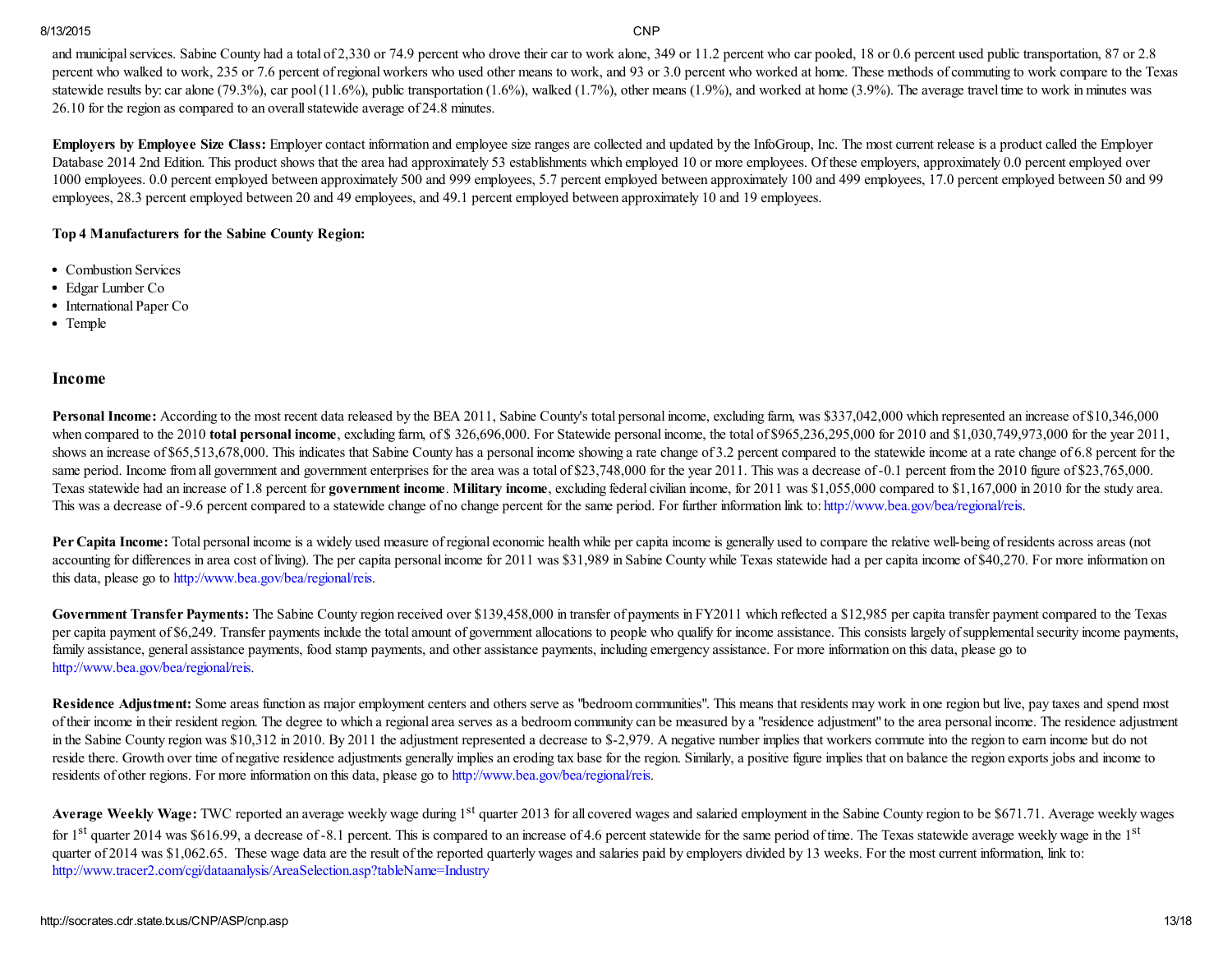and municipal services. Sabine County had a total of 2,330 or 74.9 percent who drove their car to work alone, 349 or 11.2 percent who car pooled, 18 or 0.6 percent used public transportation, 87 or 2.8 percent who walked to work, 235 or 7.6 percent of regional workers who used other means to work, and 93 or 3.0 percent who worked at home. These methods of commuting to work compare to the Texas statewide results by: car alone (79.3%), car pool (11.6%), public transportation (1.6%), walked (1.7%), other means (1.9%), and worked at home (3.9%). The average travel time to work in minutes was 26.10 for the region as compared to an overall statewide average of 24.8 minutes.

**Employers by Employee Size Class:** Employer contact information and employee size ranges are collected and updated by the InfoGroup, Inc. The most current release is a product called the Employer Database 2014 2nd Edition. This product shows that the area had approximately 53 establishments which employed 10 or more employees. Of these employers, approximately 0.0 percent employed over 1000 employees. 0.0 percent employed between approximately 500 and 999 employees, 5.7 percent employed between approximately 100 and 499 employees, 17.0 percent employed between 50 and 99 employees, 28.3 percent employed between 20 and 49 employees, and 49.1 percent employed between approximately 10 and 19 employees.

**Top 4 Manufacturers for the Sabine County Region:**

- Combustion Services
- Edgar Lumber Co
- International Paper Co
- Temple

## Income

**Personal Income:** According to the most recent data released by the BEA 2011, Sabine County's total personal income, excluding farm, was $337,042,000 which represented an increase of $10,346,000 when compared to the 2010 **total personal income**, excluding farm, of $ 326,696,000. For Statewide personal income, the total of $965,236,295,000 for 2010 and $1,030,749,973,000 for the year 2011, shows an increase of $65,513,678,000. This indicates that Sabine County has a personal income showing a rate change of 3.2 percent compared to the statewide income at a rate change of 6.8 percent for the same period. Income from all government and government enterprises for the area was a total of $23,748,000 for the year 2011. This was a decrease of -0.1 percent from the 2010 figure of $23,765,000. Texas statewide had an increase of 1.8 percent for **government income**. **Military income**, excluding federal civilian income, for 2011 was $1,055,000 compared to $1,167,000 in 2010 for the study area. This was a decrease of -9.6 percent compared to a statewide change of no change percent for the same period. For further information link to: http://www.bea.gov/bea/regional/reis.

**Per Capita Income:** Total personal income is a widely used measure of regional economic health while per capita income is generally used to compare the relative well-being of residents across areas (not accounting for differences in area cost of living). The per capita personal income for 2011 was $31,989 in Sabine County while Texas statewide had a per capita income of $40,270. For more information on this data, please go to http://www.bea.gov/bea/regional/reis.

**Government Transfer Payments:** The Sabine County region received over $139,458,000 in transfer of payments in FY2011 which reflected a $12,985 per capita transfer payment compared to the Texas per capita payment of $6,249. Transfer payments include the total amount of government allocations to people who qualify for income assistance. This consists largely of supplemental security income payments, family assistance, general assistance payments, food stamp payments, and other assistance payments, including emergency assistance. For more information on this data, please go to http://www.bea.gov/bea/regional/reis.

**Residence Adjustment:** Some areas function as major employment centers and others serve as "bedroom communities". This means that residents may work in one region but live, pay taxes and spend most of their income in their resident region. The degree to which a regional area serves as a bedroom community can be measured by a "residence adjustment" to the area personal income. The residence adjustment in the Sabine County region was $10,312 in 2010. By 2011 the adjustment represented a decrease to $-2,979. A negative number implies that workers commute into the region to earn income but do not reside there. Growth over time of negative residence adjustments generally implies an eroding tax base for the region. Similarly, a positive figure implies that on balance the region exports jobs and income to residents of other regions. For more information on this data, please go to http://www.bea.gov/bea/regional/reis.

**Average Weekly Wage:** TWC reported an average weekly wage during 1st quarter 2013 for all covered wages and salaried employment in the Sabine County region to be $671.71. Average weekly wages for 1st quarter 2014 was $616.99, a decrease of -8.1 percent. This is compared to an increase of 4.6 percent statewide for the same period of time. The Texas statewide average weekly wage in the 1st quarter of 2014 was $1,062.65. These wage data are the result of the reported quarterly wages and salaries paid by employers divided by 13 weeks. For the most current information, link to: http://www.tracer2.com/cgi/dataanalysis/AreaSelection.asp?tableName=Industry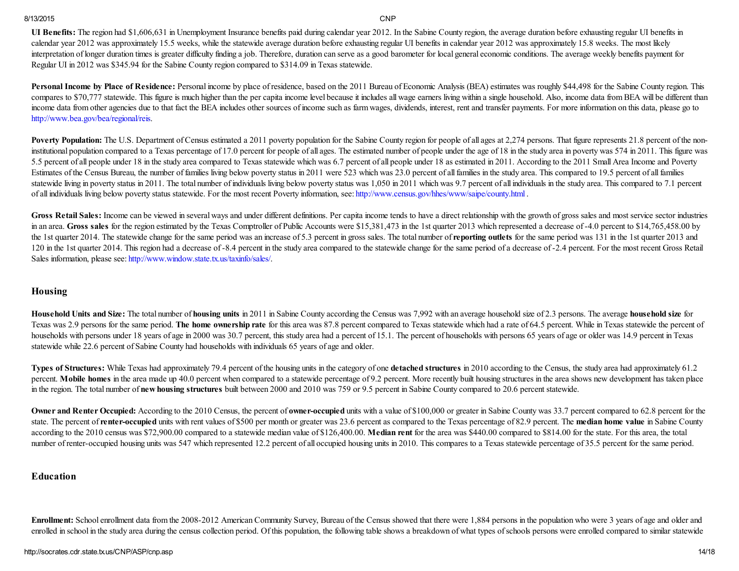**UI Benefits:** The region had $1,606,631 in Unemployment Insurance benefits paid during calendar year 2012. In the Sabine County region, the average duration before exhausting regular UI benefits in calendar year 2012 was approximately 15.5 weeks, while the statewide average duration before exhausting regular UI benefits in calendar year 2012 was approximately 15.8 weeks. The most likely interpretation of longer duration times is greater difficulty finding a job. Therefore, duration can serve as a good barometer for local general economic conditions. The average weekly benefits payment for Regular UI in 2012 was $345.94 for the Sabine County region compared to $314.09 in Texas statewide.

**Personal Income by Place of Residence:** Personal income by place of residence, based on the 2011 Bureau of Economic Analysis (BEA) estimates was roughly $44,498 for the Sabine County region. This compares to $70,777 statewide. This figure is much higher than the per capita income level because it includes all wage earners living within a single household. Also, income data from BEA will be different than income data from other agencies due to that fact the BEA includes other sources of income such as farm wages, dividends, interest, rent and transfer payments. For more information on this data, please go to http://www.bea.gov/bea/regional/reis.

**Poverty Population:** The U.S. Department of Census estimated a 2011 poverty population for the Sabine County region for people of all ages at 2,274 persons. That figure represents 21.8 percent of the non-institutional population compared to a Texas percentage of 17.0 percent for people of all ages. The estimated number of people under the age of 18 in the study area in poverty was 574 in 2011. This figure was 5.5 percent of all people under 18 in the study area compared to Texas statewide which was 6.7 percent of all people under 18 as estimated in 2011. According to the 2011 Small Area Income and Poverty Estimates of the Census Bureau, the number of families living below poverty status in 2011 were 523 which was 23.0 percent of all families in the study area. This compared to 19.5 percent of all families statewide living in poverty status in 2011. The total number of individuals living below poverty status was 1,050 in 2011 which was 9.7 percent of all individuals in the study area. This compared to 7.1 percent of all individuals living below poverty status statewide. For the most recent Poverty information, see: http://www.census.gov/hhes/www/saipe/county.html .

**Gross Retail Sales:** Income can be viewed in several ways and under different definitions. Per capita income tends to have a direct relationship with the growth of gross sales and most service sector industries in an area. **Gross sales** for the region estimated by the Texas Comptroller of Public Accounts were $15,381,473 in the 1st quarter 2013 which represented a decrease of -4.0 percent to $14,765,458.00 by the 1st quarter 2014. The statewide change for the same period was an increase of 5.3 percent in gross sales. The total number of **reporting outlets** for the same period was 131 in the 1st quarter 2013 and 120 in the 1st quarter 2014. This region had a decrease of -8.4 percent in the study area compared to the statewide change for the same period of a decrease of -2.4 percent. For the most recent Gross Retail Sales information, please see: http://www.window.state.tx.us/taxinfo/sales/.

## Housing

**Household Units and Size:** The total number of **housing units** in 2011 in Sabine County according the Census was 7,992 with an average household size of 2.3 persons. The average **household size** for Texas was 2.9 persons for the same period. **The home ownership rate** for this area was 87.8 percent compared to Texas statewide which had a rate of 64.5 percent. While in Texas statewide the percent of households with persons under 18 years of age in 2000 was 30.7 percent, this study area had a percent of 15.1. The percent of households with persons 65 years of age or older was 14.9 percent in Texas statewide while 22.6 percent of Sabine County had households with individuals 65 years of age and older.

**Types of Structures:** While Texas had approximately 79.4 percent of the housing units in the category of one **detached structures** in 2010 according to the Census, the study area had approximately 61.2 percent. **Mobile homes** in the area made up 40.0 percent when compared to a statewide percentage of 9.2 percent. More recently built housing structures in the area shows new development has taken place in the region. The total number of **new housing structures** built between 2000 and 2010 was 759 or 9.5 percent in Sabine County compared to 20.6 percent statewide.

**Owner and Renter Occupied:** According to the 2010 Census, the percent of **owner-occupied** units with a value of $100,000 or greater in Sabine County was 33.7 percent compared to 62.8 percent for the state. The percent of **renter-occupied** units with rent values of $500 per month or greater was 23.6 percent as compared to the Texas percentage of 82.9 percent. The **median home value** in Sabine County according to the 2010 census was $72,900.00 compared to a statewide median value of $126,400.00. **Median rent** for the area was $440.00 compared to $814.00 for the state. For this area, the total number of renter-occupied housing units was 547 which represented 12.2 percent of all occupied housing units in 2010. This compares to a Texas statewide percentage of 35.5 percent for the same period.

## Education

**Enrollment:** School enrollment data from the 2008-2012 American Community Survey, Bureau of the Census showed that there were 1,884 persons in the population who were 3 years of age and older and enrolled in school in the study area during the census collection period. Of this population, the following table shows a breakdown of what types of schools persons were enrolled compared to similar statewide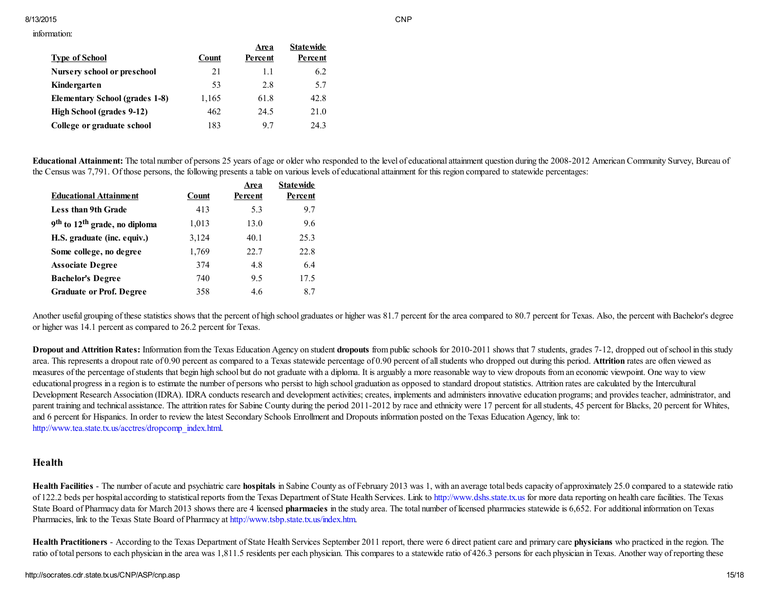information:

| Type of School | Count | Area Percent | Statewide Percent |
|---|---|---|---|
| **Nursery school or preschool** | 21 | 1.1 | 6.2 |
| **Kindergarten** | 53 | 2.8 | 5.7 |
| **Elementary School (grades 1-8)** | 1,165 | 61.8 | 42.8 |
| **High School (grades 9-12)** | 462 | 24.5 | 21.0 |
| **College or graduate school** | 183 | 9.7 | 24.3 |

**Educational Attainment:** The total number of persons 25 years of age or older who responded to the level of educational attainment question during the 2008-2012 American Community Survey, Bureau of the Census was 7,791. Of those persons, the following presents a table on various levels of educational attainment for this region compared to statewide percentages:

| Educational Attainment | Count | Area Percent | Statewide Percent |
|---|---|---|---|
| **Less than 9th Grade** | 413 | 5.3 | 9.7 |
| **9th to 12th grade, no diploma** | 1,013 | 13.0 | 9.6 |
| **H.S. graduate (inc. equiv.)** | 3,124 | 40.1 | 25.3 |
| **Some college, no degree** | 1,769 | 22.7 | 22.8 |
| **Associate Degree** | 374 | 4.8 | 6.4 |
| **Bachelor's Degree** | 740 | 9.5 | 17.5 |
| **Graduate or Prof. Degree** | 358 | 4.6 | 8.7 |

Another useful grouping of these statistics shows that the percent of high school graduates or higher was 81.7 percent for the area compared to 80.7 percent for Texas. Also, the percent with Bachelor's degree or higher was 14.1 percent as compared to 26.2 percent for Texas.

**Dropout and Attrition Rates:** Information from the Texas Education Agency on student **dropouts** from public schools for 2010-2011 shows that 7 students, grades 7-12, dropped out of school in this study area. This represents a dropout rate of 0.90 percent as compared to a Texas statewide percentage of 0.90 percent of all students who dropped out during this period. **Attrition** rates are often viewed as measures of the percentage of students that begin high school but do not graduate with a diploma. It is arguably a more reasonable way to view dropouts from an economic viewpoint. One way to view educational progress in a region is to estimate the number of persons who persist to high school graduation as opposed to standard dropout statistics. Attrition rates are calculated by the Intercultural Development Research Association (IDRA). IDRA conducts research and development activities; creates, implements and administers innovative education programs; and provides teacher, administrator, and parent training and technical assistance. The attrition rates for Sabine County during the period 2011-2012 by race and ethnicity were 17 percent for all students, 45 percent for Blacks, 20 percent for Whites, and 6 percent for Hispanics. In order to review the latest Secondary Schools Enrollment and Dropouts information posted on the Texas Education Agency, link to: http://www.tea.state.tx.us/acctres/dropcomp_index.html.

## Health

**Health Facilities** - The number of acute and psychiatric care **hospitals** in Sabine County as of February 2013 was 1, with an average total beds capacity of approximately 25.0 compared to a statewide ratio of 122.2 beds per hospital according to statistical reports from the Texas Department of State Health Services. Link to http://www.dshs.state.tx.us for more data reporting on health care facilities. The Texas State Board of Pharmacy data for March 2013 shows there are 4 licensed **pharmacies** in the study area. The total number of licensed pharmacies statewide is 6,652. For additional information on Texas Pharmacies, link to the Texas State Board of Pharmacy at http://www.tsbp.state.tx.us/index.htm.

**Health Practitioners** - According to the Texas Department of State Health Services September 2011 report, there were 6 direct patient care and primary care **physicians** who practiced in the region. The ratio of total persons to each physician in the area was 1,811.5 residents per each physician. This compares to a statewide ratio of 426.3 persons for each physician in Texas. Another way of reporting these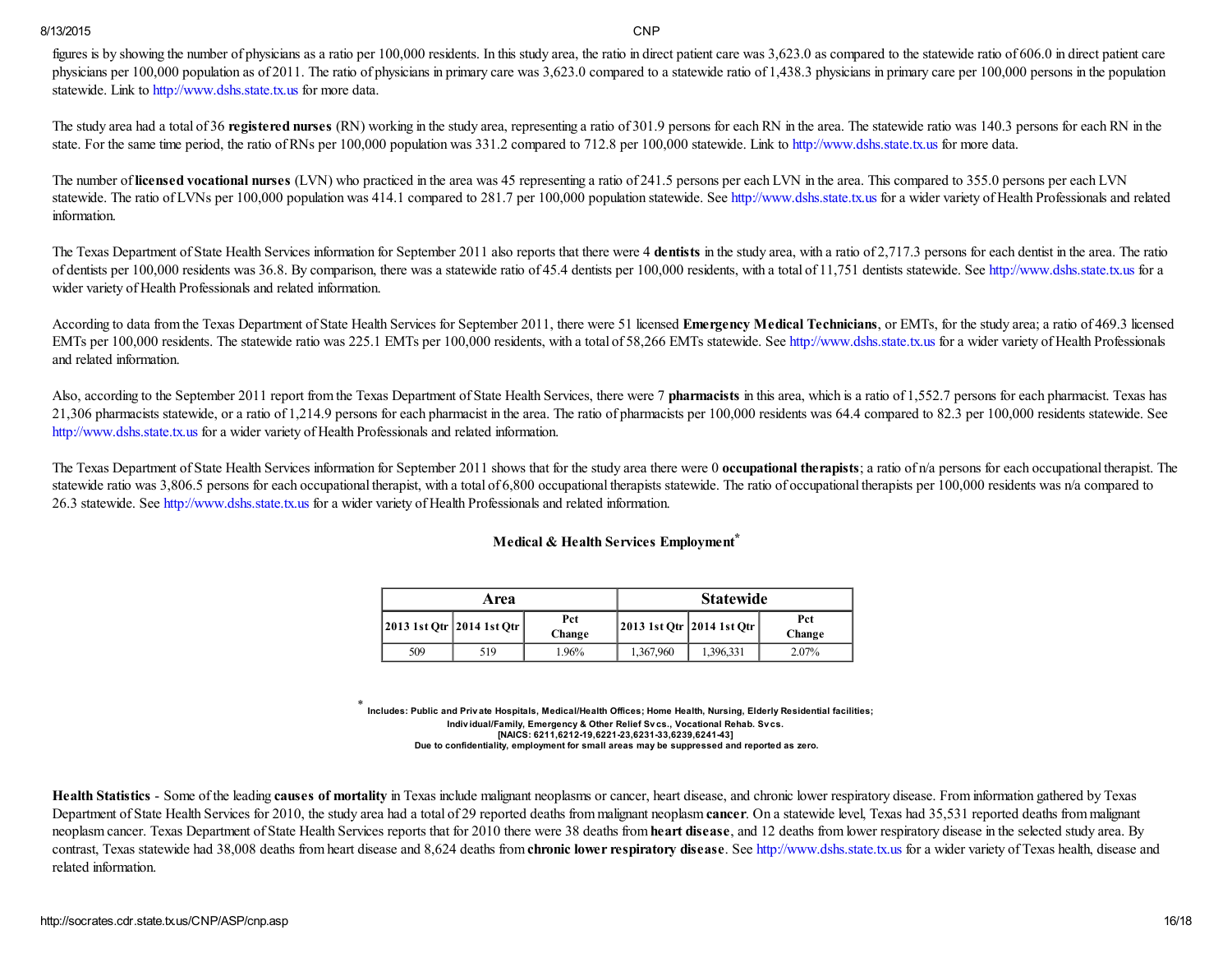figures is by showing the number of physicians as a ratio per 100,000 residents. In this study area, the ratio in direct patient care was 3,623.0 as compared to the statewide ratio of 606.0 in direct patient care physicians per 100,000 population as of 2011. The ratio of physicians in primary care was 3,623.0 compared to a statewide ratio of 1,438.3 physicians in primary care per 100,000 persons in the population statewide. Link to http://www.dshs.state.tx.us for more data.

The study area had a total of 36 **registered nurses** (RN) working in the study area, representing a ratio of 301.9 persons for each RN in the area. The statewide ratio was 140.3 persons for each RN in the state. For the same time period, the ratio of RNs per 100,000 population was 331.2 compared to 712.8 per 100,000 statewide. Link to http://www.dshs.state.tx.us for more data.

The number of **licensed vocational nurses** (LVN) who practiced in the area was 45 representing a ratio of 241.5 persons per each LVN in the area. This compared to 355.0 persons per each LVN statewide. The ratio of LVNs per 100,000 population was 414.1 compared to 281.7 per 100,000 population statewide. See http://www.dshs.state.tx.us for a wider variety of Health Professionals and related information.

The Texas Department of State Health Services information for September 2011 also reports that there were 4 **dentists** in the study area, with a ratio of 2,717.3 persons for each dentist in the area. The ratio of dentists per 100,000 residents was 36.8. By comparison, there was a statewide ratio of 45.4 dentists per 100,000 residents, with a total of 11,751 dentists statewide. See http://www.dshs.state.tx.us for a wider variety of Health Professionals and related information.

According to data from the Texas Department of State Health Services for September 2011, there were 51 licensed **Emergency Medical Technicians**, or EMTs, for the study area; a ratio of 469.3 licensed EMTs per 100,000 residents. The statewide ratio was 225.1 EMTs per 100,000 residents, with a total of 58,266 EMTs statewide. See http://www.dshs.state.tx.us for a wider variety of Health Professionals and related information.

Also, according to the September 2011 report from the Texas Department of State Health Services, there were 7 **pharmacists** in this area, which is a ratio of 1,552.7 persons for each pharmacist. Texas has 21,306 pharmacists statewide, or a ratio of 1,214.9 persons for each pharmacist in the area. The ratio of pharmacists per 100,000 residents was 64.4 compared to 82.3 per 100,000 residents statewide. See http://www.dshs.state.tx.us for a wider variety of Health Professionals and related information.

The Texas Department of State Health Services information for September 2011 shows that for the study area there were 0 **occupational therapists**; a ratio of n/a persons for each occupational therapist. The statewide ratio was 3,806.5 persons for each occupational therapist, with a total of 6,800 occupational therapists statewide. The ratio of occupational therapists per 100,000 residents was n/a compared to 26.3 statewide. See http://www.dshs.state.tx.us for a wider variety of Health Professionals and related information.

### Medical & Health Services Employment*

| Area | | | Statewide | | |
|---|---|---|---|---|---|
| 2013 1st Qtr | 2014 1st Qtr | Pct Change | 2013 1st Qtr | 2014 1st Qtr | Pct Change |
| 509 | 519 | 1.96% | 1,367,960 | 1,396,331 | 2.07% |

\* Includes: Public and Private Hospitals, Medical/Health Offices; Home Health, Nursing, Elderly Residential facilities; Individual/Family, Emergency & Other Relief Svcs., Vocational Rehab. Svcs.
[NAICS: 6211,6212-19,6221-23,6231-33,6239,6241-43]
Due to confidentiality, employment for small areas may be suppressed and reported as zero.

**Health Statistics** - Some of the leading **causes of mortality** in Texas include malignant neoplasms or cancer, heart disease, and chronic lower respiratory disease. From information gathered by Texas Department of State Health Services for 2010, the study area had a total of 29 reported deaths from malignant neoplasm **cancer**. On a statewide level, Texas had 35,531 reported deaths from malignant neoplasm cancer. Texas Department of State Health Services reports that for 2010 there were 38 deaths from **heart disease**, and 12 deaths from lower respiratory disease in the selected study area. By contrast, Texas statewide had 38,008 deaths from heart disease and 8,624 deaths from **chronic lower respiratory disease**. See http://www.dshs.state.tx.us for a wider variety of Texas health, disease and related information.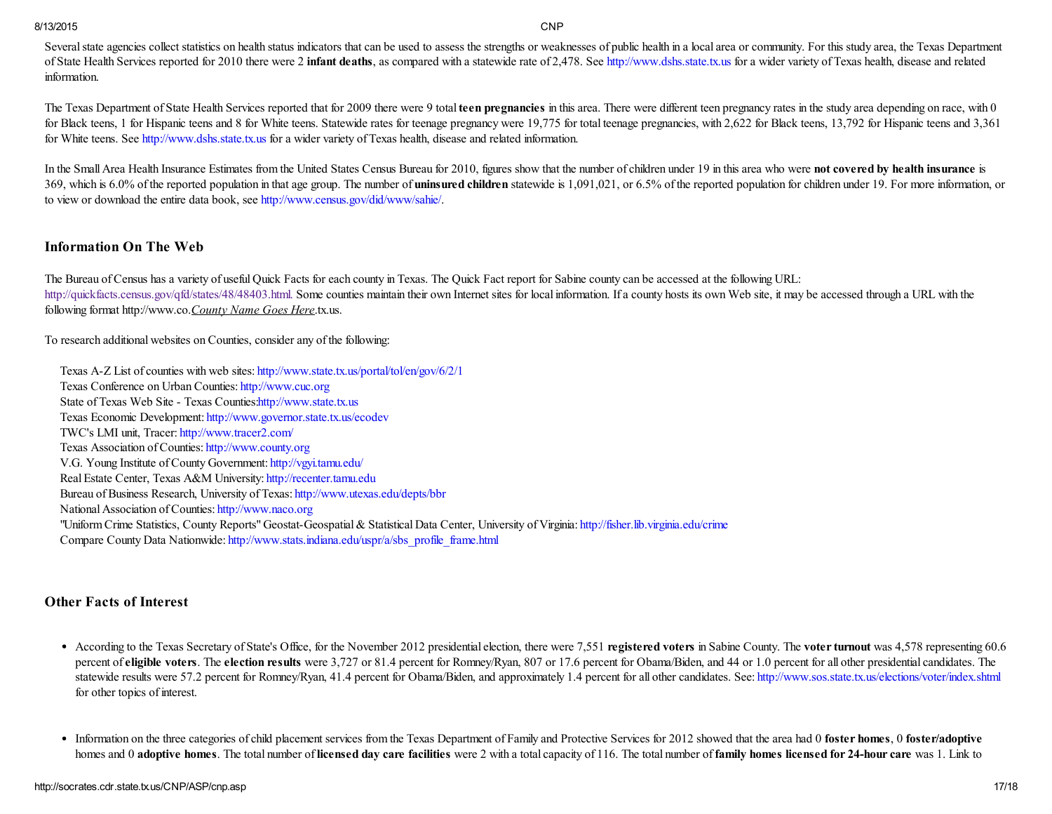Several state agencies collect statistics on health status indicators that can be used to assess the strengths or weaknesses of public health in a local area or community. For this study area, the Texas Department of State Health Services reported for 2010 there were 2 **infant deaths**, as compared with a statewide rate of 2,478. See http://www.dshs.state.tx.us for a wider variety of Texas health, disease and related information.

The Texas Department of State Health Services reported that for 2009 there were 9 total **teen pregnancies** in this area. There were different teen pregnancy rates in the study area depending on race, with 0 for Black teens, 1 for Hispanic teens and 8 for White teens. Statewide rates for teenage pregnancy were 19,775 for total teenage pregnancies, with 2,622 for Black teens, 13,792 for Hispanic teens and 3,361 for White teens. See http://www.dshs.state.tx.us for a wider variety of Texas health, disease and related information.

In the Small Area Health Insurance Estimates from the United States Census Bureau for 2010, figures show that the number of children under 19 in this area who were **not covered by health insurance** is 369, which is 6.0% of the reported population in that age group. The number of **uninsured children** statewide is 1,091,021, or 6.5% of the reported population for children under 19. For more information, or to view or download the entire data book, see http://www.census.gov/did/www/sahie/.

## Information On The Web

The Bureau of Census has a variety of useful Quick Facts for each county in Texas. The Quick Fact report for Sabine county can be accessed at the following URL: http://quickfacts.census.gov/qfd/states/48/48403.html. Some counties maintain their own Internet sites for local information. If a county hosts its own Web site, it may be accessed through a URL with the following format http://www.co.*County Name Goes Here*.tx.us.

To research additional websites on Counties, consider any of the following:

Texas A-Z List of counties with web sites: http://www.state.tx.us/portal/tol/en/gov/6/2/1
Texas Conference on Urban Counties: http://www.cuc.org
State of Texas Web Site - Texas Counties:http://www.state.tx.us
Texas Economic Development: http://www.governor.state.tx.us/ecodev
TWC's LMI unit, Tracer: http://www.tracer2.com/
Texas Association of Counties: http://www.county.org
V.G. Young Institute of County Government: http://vgyi.tamu.edu/
Real Estate Center, Texas A&M University: http://recenter.tamu.edu
Bureau of Business Research, University of Texas: http://www.utexas.edu/depts/bbr
National Association of Counties: http://www.naco.org
"Uniform Crime Statistics, County Reports" Geostat-Geospatial & Statistical Data Center, University of Virginia: http://fisher.lib.virginia.edu/crime
Compare County Data Nationwide: http://www.stats.indiana.edu/uspr/a/sbs_profile_frame.html

## Other Facts of Interest

- According to the Texas Secretary of State's Office, for the November 2012 presidential election, there were 7,551 **registered voters** in Sabine County. The **voter turnout** was 4,578 representing 60.6 percent of **eligible voters**. The **election results** were 3,727 or 81.4 percent for Romney/Ryan, 807 or 17.6 percent for Obama/Biden, and 44 or 1.0 percent for all other presidential candidates. The statewide results were 57.2 percent for Romney/Ryan, 41.4 percent for Obama/Biden, and approximately 1.4 percent for all other candidates. See: http://www.sos.state.tx.us/elections/voter/index.shtml for other topics of interest.

- Information on the three categories of child placement services from the Texas Department of Family and Protective Services for 2012 showed that the area had 0 **foster homes**, 0 **foster/adoptive** homes and 0 **adoptive homes**. The total number of **licensed day care facilities** were 2 with a total capacity of 116. The total number of **family homes licensed for 24-hour care** was 1. Link to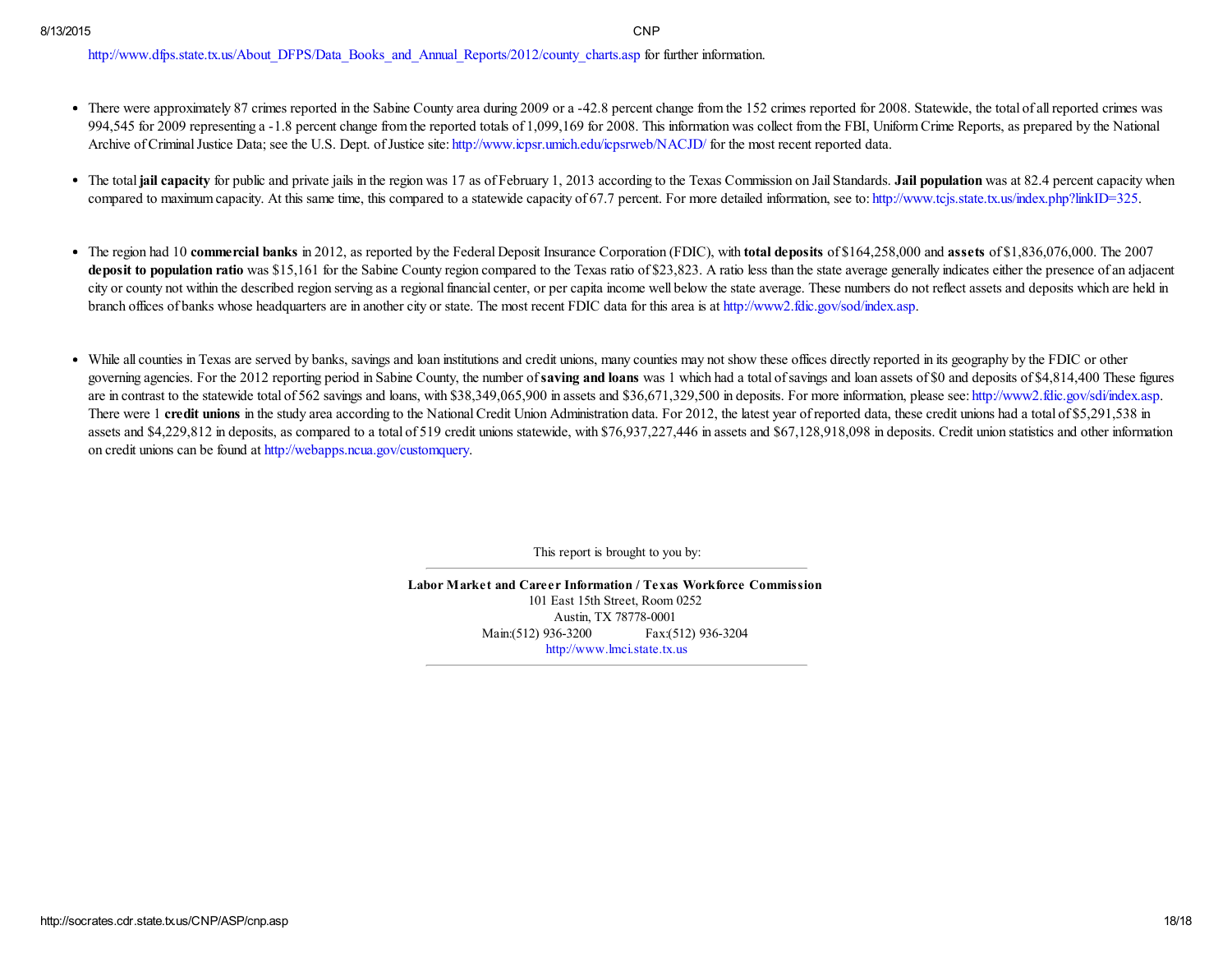http://www.dfps.state.tx.us/About_DFPS/Data_Books_and_Annual_Reports/2012/county_charts.asp for further information.

- There were approximately 87 crimes reported in the Sabine County area during 2009 or a -42.8 percent change from the 152 crimes reported for 2008. Statewide, the total of all reported crimes was 994,545 for 2009 representing a -1.8 percent change from the reported totals of 1,099,169 for 2008. This information was collect from the FBI, Uniform Crime Reports, as prepared by the National Archive of Criminal Justice Data; see the U.S. Dept. of Justice site: http://www.icpsr.umich.edu/icpsrweb/NACJD/ for the most recent reported data.

- The total **jail capacity** for public and private jails in the region was 17 as of February 1, 2013 according to the Texas Commission on Jail Standards. **Jail population** was at 82.4 percent capacity when compared to maximum capacity. At this same time, this compared to a statewide capacity of 67.7 percent. For more detailed information, see to: http://www.tcjs.state.tx.us/index.php?linkID=325.

- The region had 10 **commercial banks** in 2012, as reported by the Federal Deposit Insurance Corporation (FDIC), with **total deposits** of $164,258,000 and **assets** of $1,836,076,000. The 2007 **deposit to population ratio** was $15,161 for the Sabine County region compared to the Texas ratio of $23,823. A ratio less than the state average generally indicates either the presence of an adjacent city or county not within the described region serving as a regional financial center, or per capita income well below the state average. These numbers do not reflect assets and deposits which are held in branch offices of banks whose headquarters are in another city or state. The most recent FDIC data for this area is at http://www2.fdic.gov/sod/index.asp.

- While all counties in Texas are served by banks, savings and loan institutions and credit unions, many counties may not show these offices directly reported in its geography by the FDIC or other governing agencies. For the 2012 reporting period in Sabine County, the number of **saving and loans** was 1 which had a total of savings and loan assets of $0 and deposits of $4,814,400 These figures are in contrast to the statewide total of 562 savings and loans, with $38,349,065,900 in assets and $36,671,329,500 in deposits. For more information, please see: http://www2.fdic.gov/sdi/index.asp. There were 1 **credit unions** in the study area according to the National Credit Union Administration data. For 2012, the latest year of reported data, these credit unions had a total of $5,291,538 in assets and $4,229,812 in deposits, as compared to a total of 519 credit unions statewide, with $76,937,227,446 in assets and $67,128,918,098 in deposits. Credit union statistics and other information on credit unions can be found at http://webapps.ncua.gov/customquery.

This report is brought to you by:

---

**Labor Market and Career Information / Texas Workforce Commission**
101 East 15th Street, Room 0252
Austin, TX 78778-0001
Main:(512) 936-3200 Fax:(512) 936-3204
http://www.lmci.state.tx.us

---